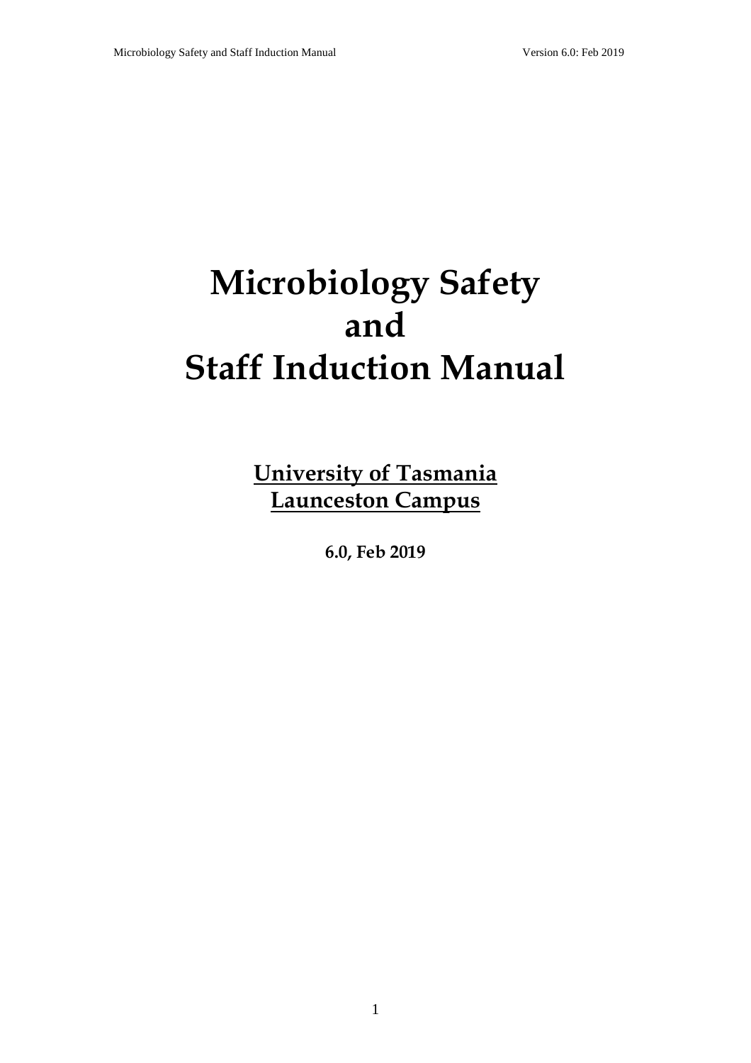# Microbiology Safety and Staff Induction Manual

**University of Tasmania**
**Launceston Campus**

**6.0, Feb 2019**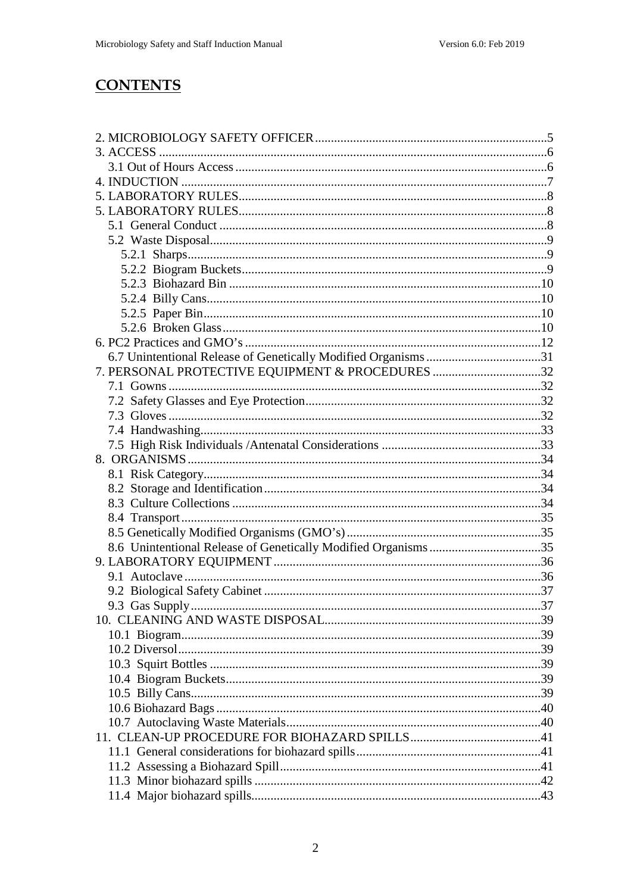# CONTENTS

2. MICROBIOLOGY SAFETY OFFICER........................................................................5
3. ACCESS ..........................................................................................................6
   3.1 Out of Hours Access..................................................................................6
4. INDUCTION ....................................................................................................7
5. LABORATORY RULES.....................................................................................8
5. LABORATORY RULES.....................................................................................8
   5.1 General Conduct ......................................................................................8
   5.2 Waste Disposal..........................................................................................9
      5.2.1 Sharps.................................................................................................9
      5.2.2 Biogram Buckets..................................................................................9
      5.2.3 Biohazard Bin ....................................................................................10
      5.2.4 Billy Cans..........................................................................................10
      5.2.5 Paper Bin...........................................................................................10
      5.2.6 Broken Glass......................................................................................10
6. PC2 Practices and GMO's ............................................................................12
   6.7 Unintentional Release of Genetically Modified Organisms ....................31
7. PERSONAL PROTECTIVE EQUIPMENT & PROCEDURES .................................32
   7.1 Gowns .....................................................................................................32
   7.2 Safety Glasses and Eye Protection..........................................................32
   7.3 Gloves .....................................................................................................32
   7.4 Handwashing...........................................................................................33
   7.5 High Risk Individuals /Antenatal Considerations ....................................33
8. ORGANISMS ..................................................................................................34
   8.1 Risk Category...........................................................................................34
   8.2 Storage and Identification........................................................................34
   8.3 Culture Collections ..................................................................................34
   8.4 Transport..................................................................................................35
   8.5 Genetically Modified Organisms (GMO's) ...............................................35
   8.6 Unintentional Release of Genetically Modified Organisms .....................35
9. LABORATORY EQUIPMENT ...........................................................................36
   9.1 Autoclave.................................................................................................36
   9.2 Biological Safety Cabinet ........................................................................37
   9.3 Gas Supply...............................................................................................37
10. CLEANING AND WASTE DISPOSAL...............................................................39
   10.1 Biogram..................................................................................................39
   10.2 Diversol...................................................................................................39
   10.3 Squirt Bottles ..........................................................................................39
   10.4 Biogram Buckets.....................................................................................39
   10.5 Billy Cans................................................................................................39
   10.6 Biohazard Bags .......................................................................................40
   10.7 Autoclaving Waste Materials..................................................................40
11. CLEAN-UP PROCEDURE FOR BIOHAZARD SPILLS........................................41
   11.1 General considerations for biohazard spills............................................41
   11.2 Assessing a Biohazard Spill.....................................................................41
   11.3 Minor biohazard spills ............................................................................42
   11.4 Major biohazard spills.............................................................................43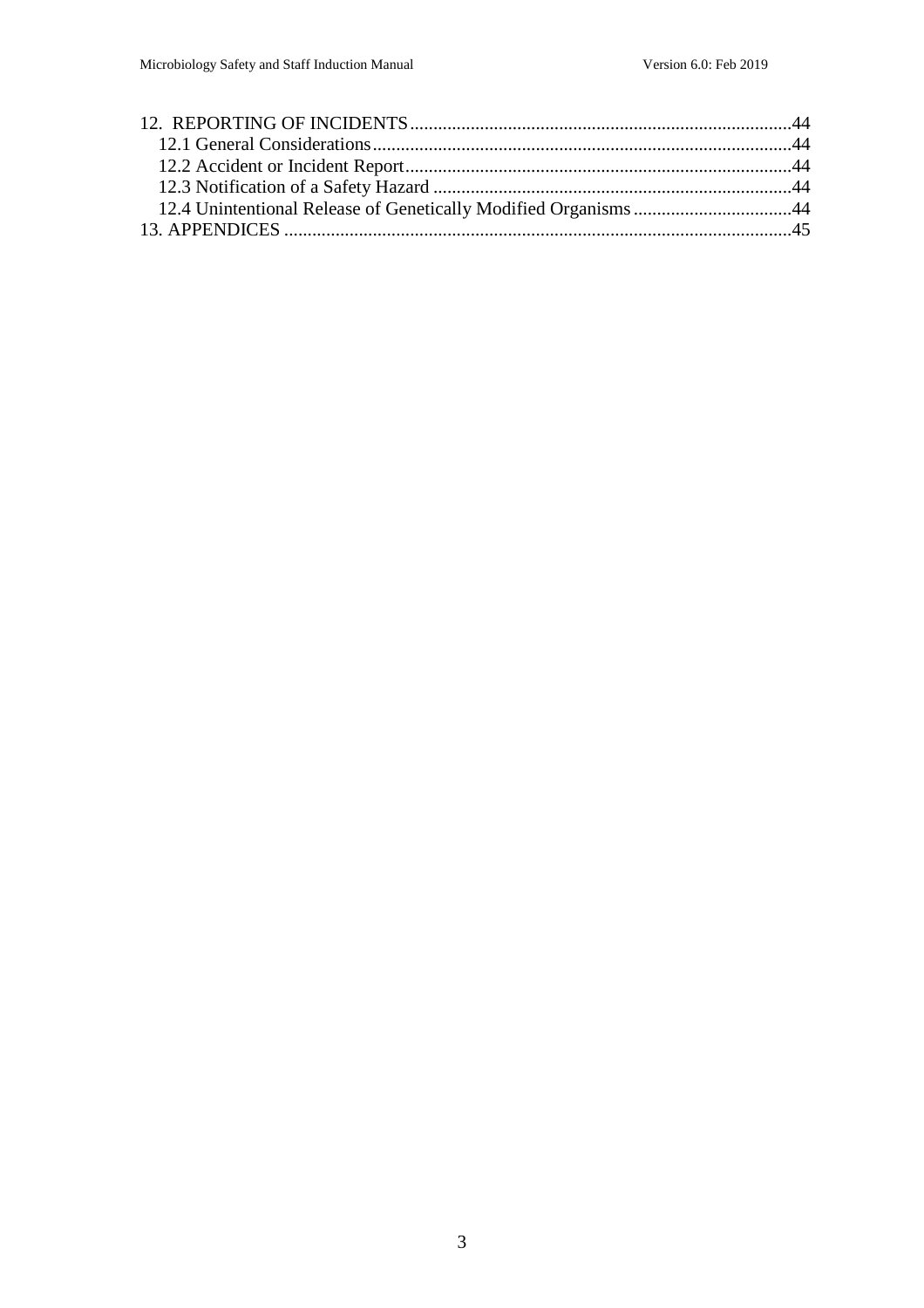12. REPORTING OF INCIDENTS.................................................................................44
  12.1 General Considerations.........................................................................................44
  12.2 Accident or Incident Report..................................................................................44
  12.3 Notification of a Safety Hazard ............................................................................44
  12.4 Unintentional Release of Genetically Modified Organisms..................................44
13. APPENDICES ..........................................................................................................45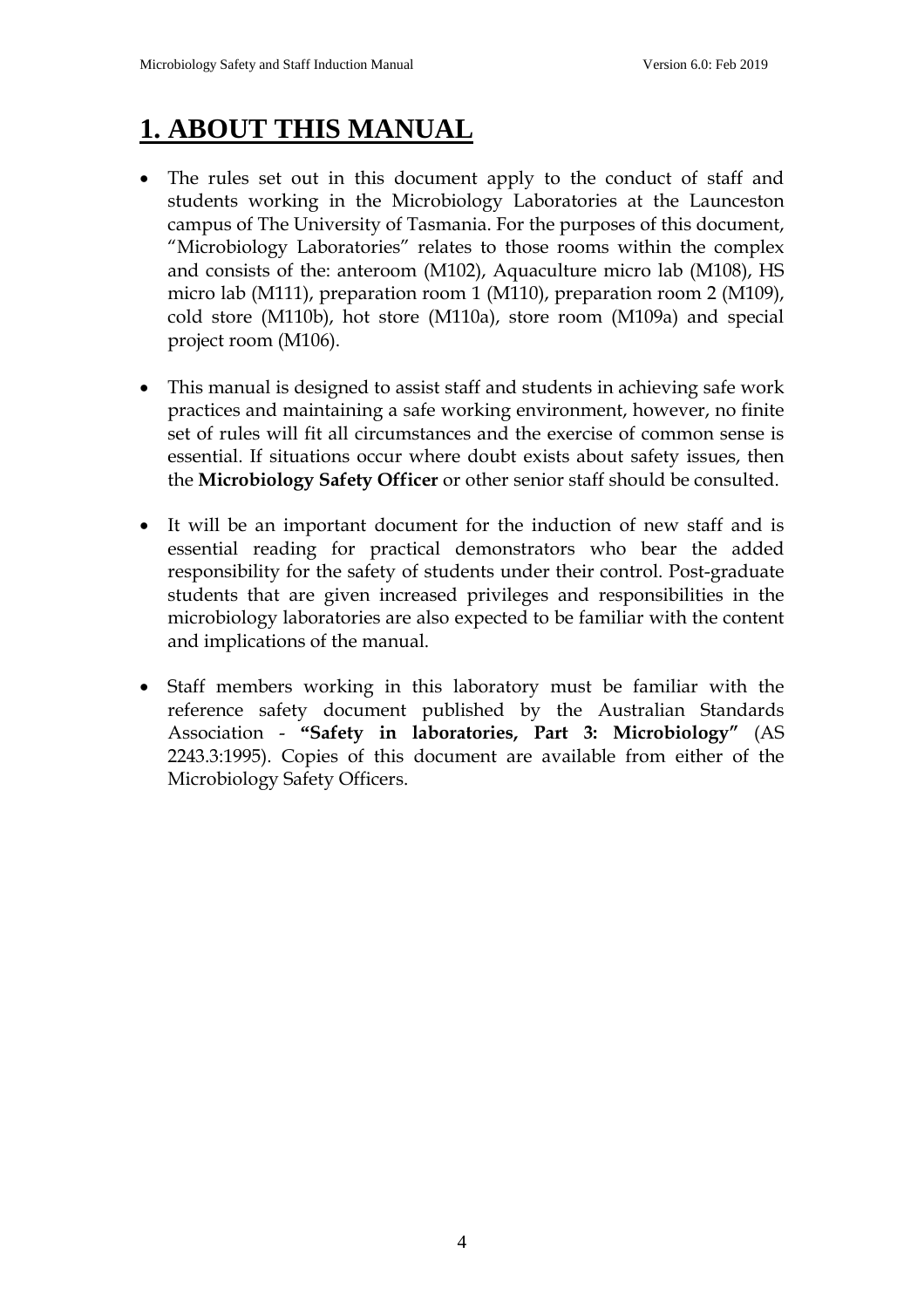# 1. ABOUT THIS MANUAL

- The rules set out in this document apply to the conduct of staff and students working in the Microbiology Laboratories at the Launceston campus of The University of Tasmania. For the purposes of this document, "Microbiology Laboratories" relates to those rooms within the complex and consists of the: anteroom (M102), Aquaculture micro lab (M108), HS micro lab (M111), preparation room 1 (M110), preparation room 2 (M109), cold store (M110b), hot store (M110a), store room (M109a) and special project room (M106).

- This manual is designed to assist staff and students in achieving safe work practices and maintaining a safe working environment, however, no finite set of rules will fit all circumstances and the exercise of common sense is essential. If situations occur where doubt exists about safety issues, then the **Microbiology Safety Officer** or other senior staff should be consulted.

- It will be an important document for the induction of new staff and is essential reading for practical demonstrators who bear the added responsibility for the safety of students under their control. Post-graduate students that are given increased privileges and responsibilities in the microbiology laboratories are also expected to be familiar with the content and implications of the manual.

- Staff members working in this laboratory must be familiar with the reference safety document published by the Australian Standards Association - **"Safety in laboratories, Part 3: Microbiology"** (AS 2243.3:1995). Copies of this document are available from either of the Microbiology Safety Officers.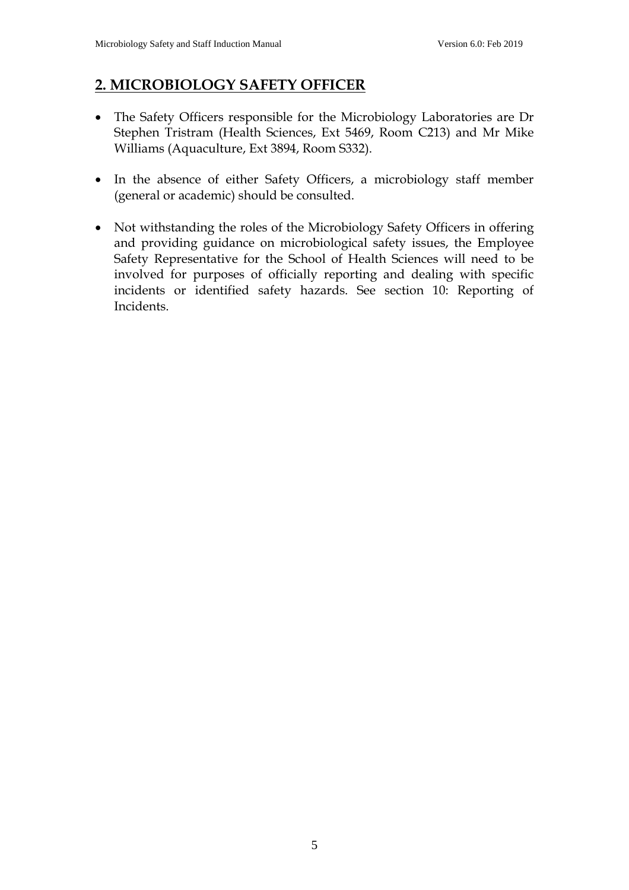## 2. MICROBIOLOGY SAFETY OFFICER

- The Safety Officers responsible for the Microbiology Laboratories are Dr Stephen Tristram (Health Sciences, Ext 5469, Room C213) and Mr Mike Williams (Aquaculture, Ext 3894, Room S332).
- In the absence of either Safety Officers, a microbiology staff member (general or academic) should be consulted.
- Not withstanding the roles of the Microbiology Safety Officers in offering and providing guidance on microbiological safety issues, the Employee Safety Representative for the School of Health Sciences will need to be involved for purposes of officially reporting and dealing with specific incidents or identified safety hazards. See section 10: Reporting of Incidents.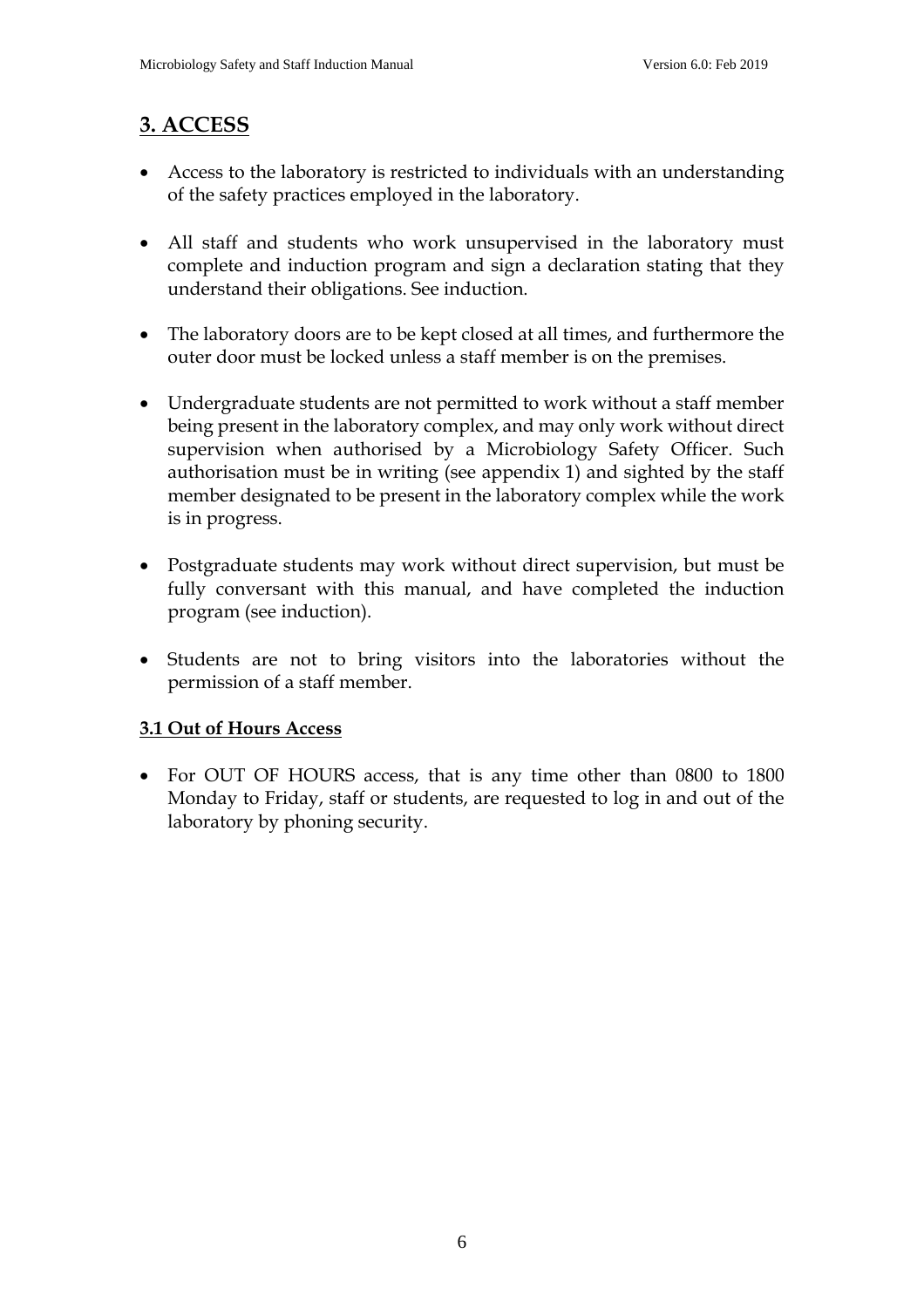## 3. ACCESS

- Access to the laboratory is restricted to individuals with an understanding of the safety practices employed in the laboratory.

- All staff and students who work unsupervised in the laboratory must complete and induction program and sign a declaration stating that they understand their obligations. See induction.

- The laboratory doors are to be kept closed at all times, and furthermore the outer door must be locked unless a staff member is on the premises.

- Undergraduate students are not permitted to work without a staff member being present in the laboratory complex, and may only work without direct supervision when authorised by a Microbiology Safety Officer. Such authorisation must be in writing (see appendix 1) and sighted by the staff member designated to be present in the laboratory complex while the work is in progress.

- Postgraduate students may work without direct supervision, but must be fully conversant with this manual, and have completed the induction program (see induction).

- Students are not to bring visitors into the laboratories without the permission of a staff member.

### 3.1 Out of Hours Access

- For OUT OF HOURS access, that is any time other than 0800 to 1800 Monday to Friday, staff or students, are requested to log in and out of the laboratory by phoning security.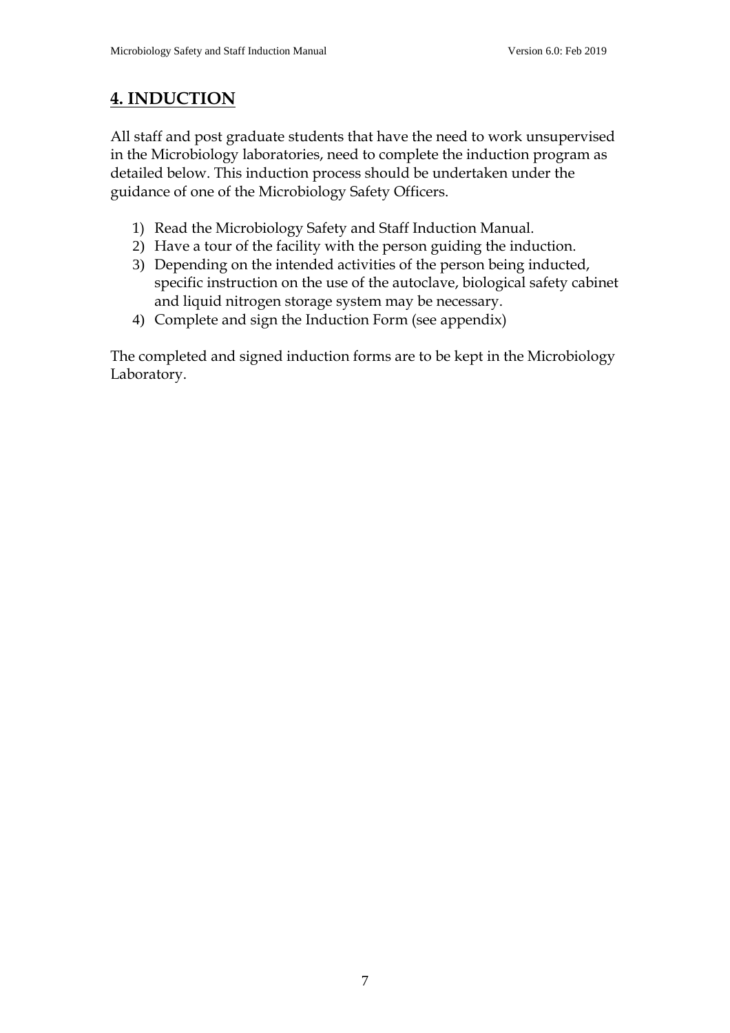# 4. INDUCTION

All staff and post graduate students that have the need to work unsupervised in the Microbiology laboratories, need to complete the induction program as detailed below. This induction process should be undertaken under the guidance of one of the Microbiology Safety Officers.

1) Read the Microbiology Safety and Staff Induction Manual.
2) Have a tour of the facility with the person guiding the induction.
3) Depending on the intended activities of the person being inducted, specific instruction on the use of the autoclave, biological safety cabinet and liquid nitrogen storage system may be necessary.
4) Complete and sign the Induction Form (see appendix)

The completed and signed induction forms are to be kept in the Microbiology Laboratory.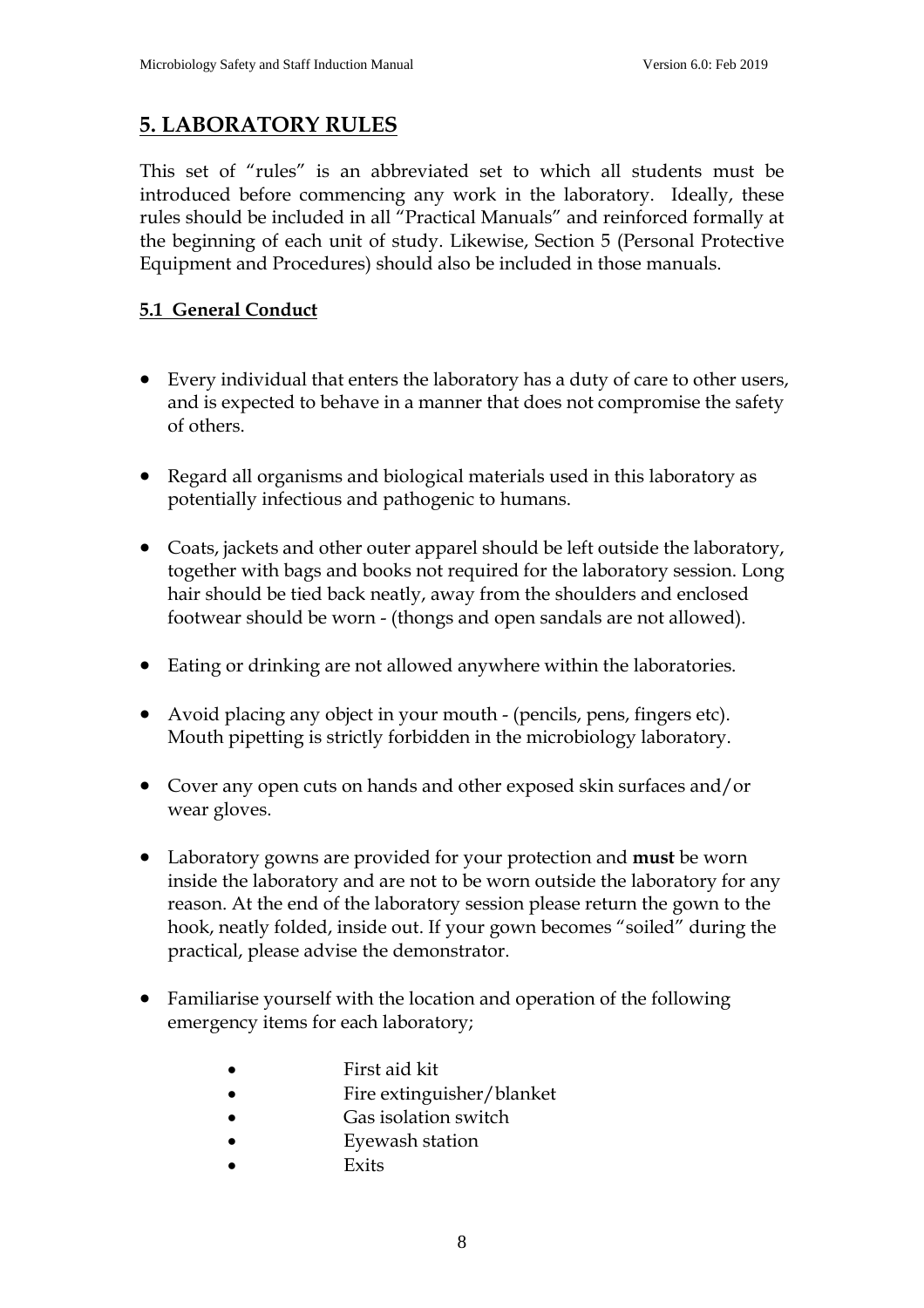## 5. LABORATORY RULES

This set of "rules" is an abbreviated set to which all students must be introduced before commencing any work in the laboratory. Ideally, these rules should be included in all "Practical Manuals" and reinforced formally at the beginning of each unit of study. Likewise, Section 5 (Personal Protective Equipment and Procedures) should also be included in those manuals.

### 5.1 General Conduct

- Every individual that enters the laboratory has a duty of care to other users, and is expected to behave in a manner that does not compromise the safety of others.
- Regard all organisms and biological materials used in this laboratory as potentially infectious and pathogenic to humans.
- Coats, jackets and other outer apparel should be left outside the laboratory, together with bags and books not required for the laboratory session. Long hair should be tied back neatly, away from the shoulders and enclosed footwear should be worn - (thongs and open sandals are not allowed).
- Eating or drinking are not allowed anywhere within the laboratories.
- Avoid placing any object in your mouth - (pencils, pens, fingers etc). Mouth pipetting is strictly forbidden in the microbiology laboratory.
- Cover any open cuts on hands and other exposed skin surfaces and/or wear gloves.
- Laboratory gowns are provided for your protection and **must** be worn inside the laboratory and are not to be worn outside the laboratory for any reason. At the end of the laboratory session please return the gown to the hook, neatly folded, inside out. If your gown becomes "soiled" during the practical, please advise the demonstrator.
- Familiarise yourself with the location and operation of the following emergency items for each laboratory;
    - First aid kit
    - Fire extinguisher/blanket
    - Gas isolation switch
    - Eyewash station
    - Exits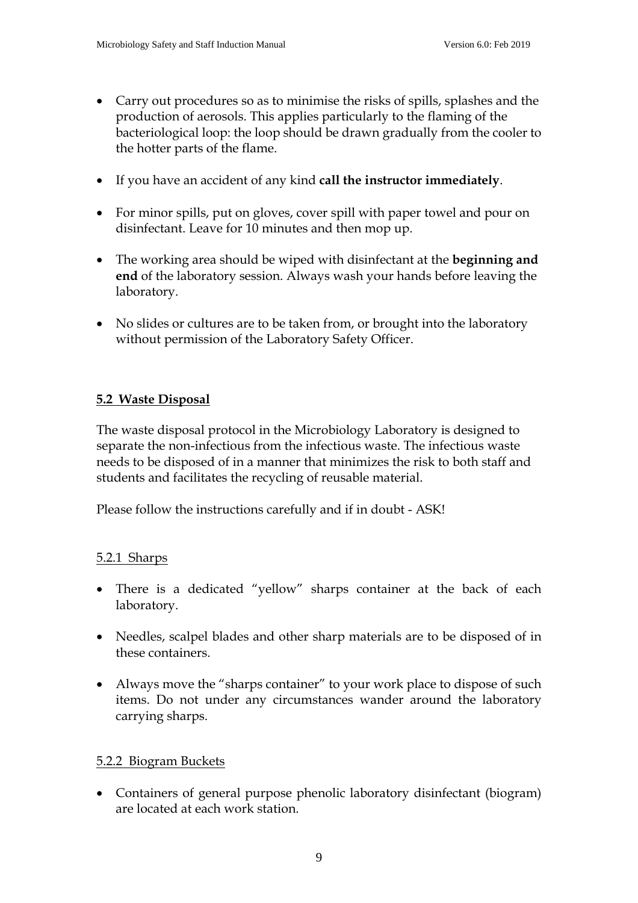- Carry out procedures so as to minimise the risks of spills, splashes and the production of aerosols. This applies particularly to the flaming of the bacteriological loop: the loop should be drawn gradually from the cooler to the hotter parts of the flame.

- If you have an accident of any kind **call the instructor immediately**.

- For minor spills, put on gloves, cover spill with paper towel and pour on disinfectant. Leave for 10 minutes and then mop up.

- The working area should be wiped with disinfectant at the **beginning and end** of the laboratory session. Always wash your hands before leaving the laboratory.

- No slides or cultures are to be taken from, or brought into the laboratory without permission of the Laboratory Safety Officer.

## 5.2 Waste Disposal

The waste disposal protocol in the Microbiology Laboratory is designed to separate the non-infectious from the infectious waste. The infectious waste needs to be disposed of in a manner that minimizes the risk to both staff and students and facilitates the recycling of reusable material.

Please follow the instructions carefully and if in doubt - ASK!

### 5.2.1 Sharps

- There is a dedicated "yellow" sharps container at the back of each laboratory.

- Needles, scalpel blades and other sharp materials are to be disposed of in these containers.

- Always move the "sharps container" to your work place to dispose of such items. Do not under any circumstances wander around the laboratory carrying sharps.

### 5.2.2 Biogram Buckets

- Containers of general purpose phenolic laboratory disinfectant (biogram) are located at each work station.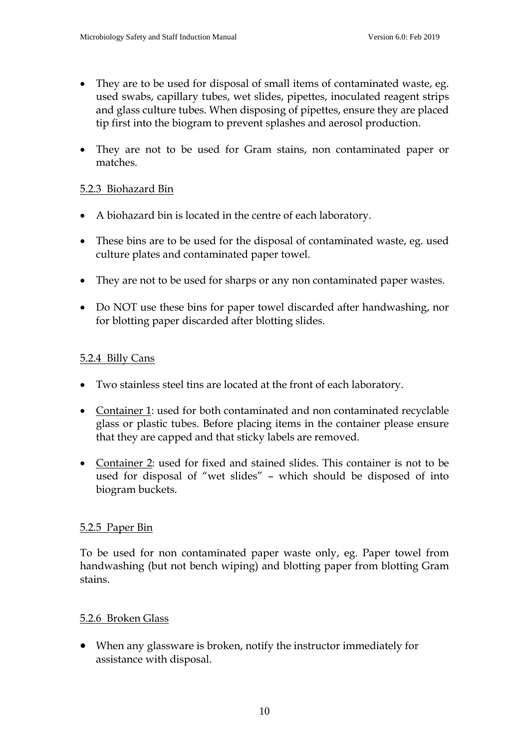- They are to be used for disposal of small items of contaminated waste, eg. used swabs, capillary tubes, wet slides, pipettes, inoculated reagent strips and glass culture tubes. When disposing of pipettes, ensure they are placed tip first into the biogram to prevent splashes and aerosol production.

- They are not to be used for Gram stains, non contaminated paper or matches.

#### 5.2.3 Biohazard Bin

- A biohazard bin is located in the centre of each laboratory.

- These bins are to be used for the disposal of contaminated waste, eg. used culture plates and contaminated paper towel.

- They are not to be used for sharps or any non contaminated paper wastes.

- Do NOT use these bins for paper towel discarded after handwashing, nor for blotting paper discarded after blotting slides.

#### 5.2.4 Billy Cans

- Two stainless steel tins are located at the front of each laboratory.

- Container 1: used for both contaminated and non contaminated recyclable glass or plastic tubes. Before placing items in the container please ensure that they are capped and that sticky labels are removed.

- Container 2: used for fixed and stained slides. This container is not to be used for disposal of "wet slides" – which should be disposed of into biogram buckets.

#### 5.2.5 Paper Bin

To be used for non contaminated paper waste only, eg. Paper towel from handwashing (but not bench wiping) and blotting paper from blotting Gram stains.

#### 5.2.6 Broken Glass

- When any glassware is broken, notify the instructor immediately for assistance with disposal.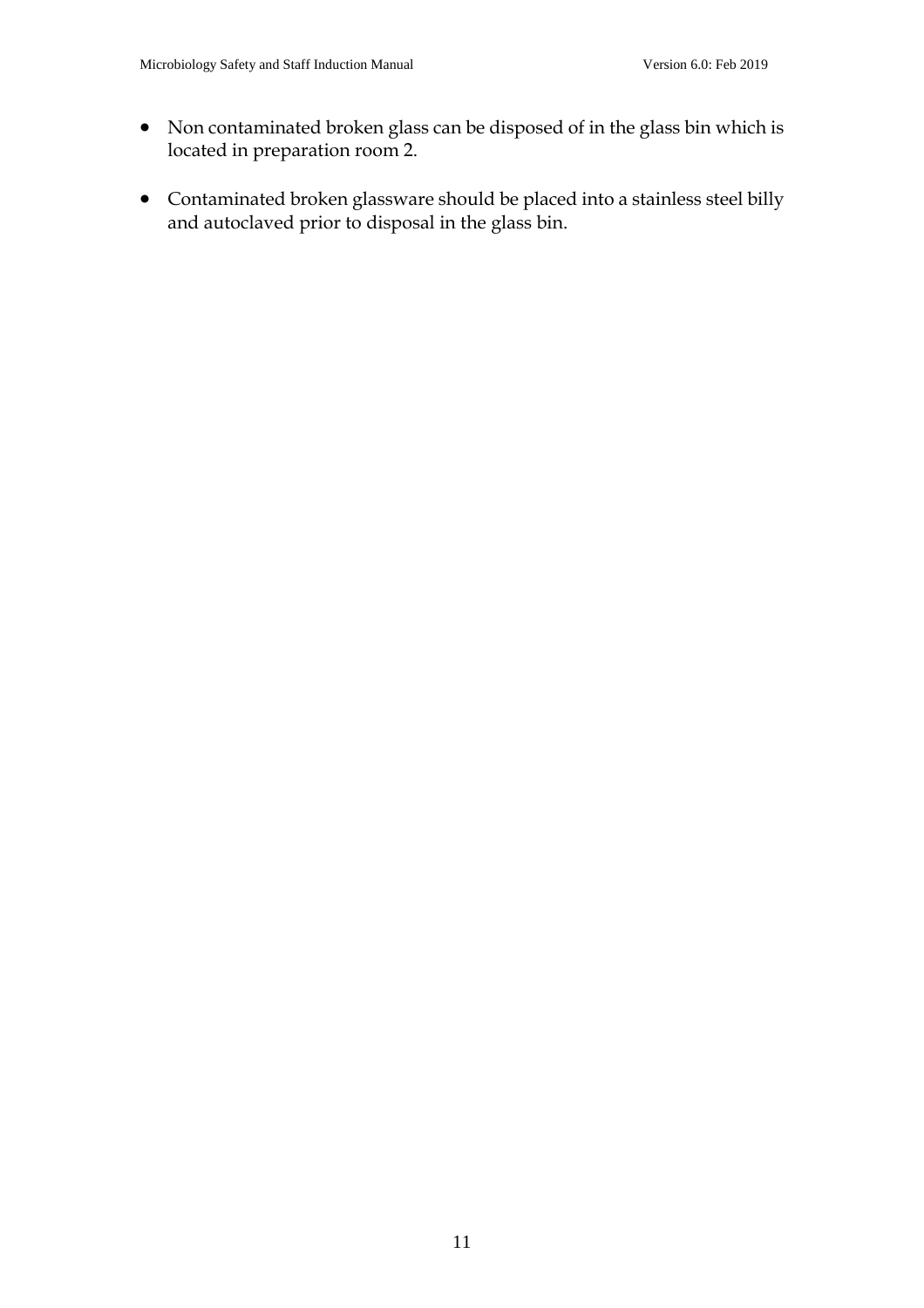- Non contaminated broken glass can be disposed of in the glass bin which is located in preparation room 2.

- Contaminated broken glassware should be placed into a stainless steel billy and autoclaved prior to disposal in the glass bin.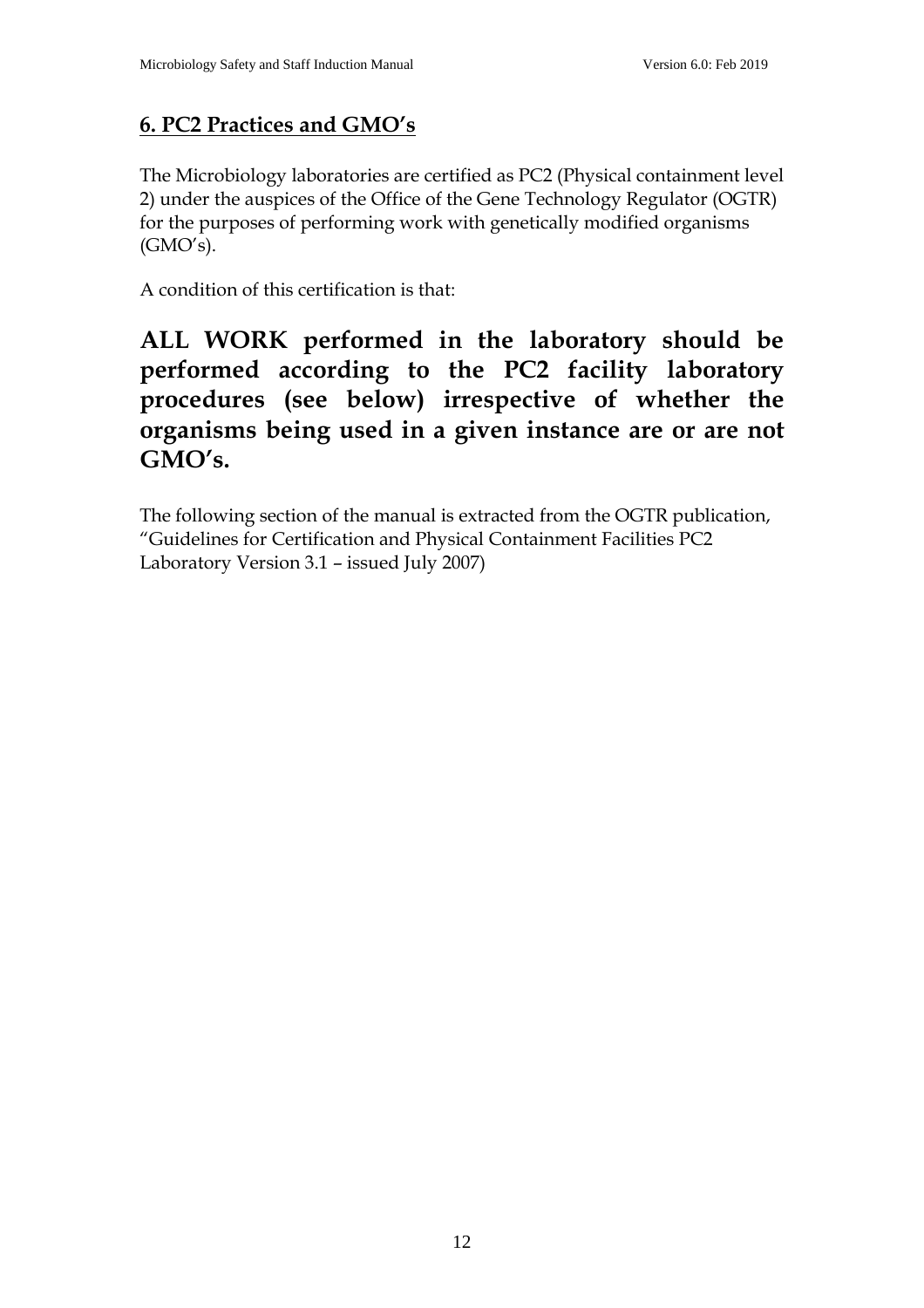## 6. PC2 Practices and GMO's

The Microbiology laboratories are certified as PC2 (Physical containment level 2) under the auspices of the Office of the Gene Technology Regulator (OGTR) for the purposes of performing work with genetically modified organisms (GMO's).

A condition of this certification is that:

**ALL WORK performed in the laboratory should be performed according to the PC2 facility laboratory procedures (see below) irrespective of whether the organisms being used in a given instance are or are not GMO's.**

The following section of the manual is extracted from the OGTR publication, "Guidelines for Certification and Physical Containment Facilities PC2 Laboratory Version 3.1 – issued July 2007)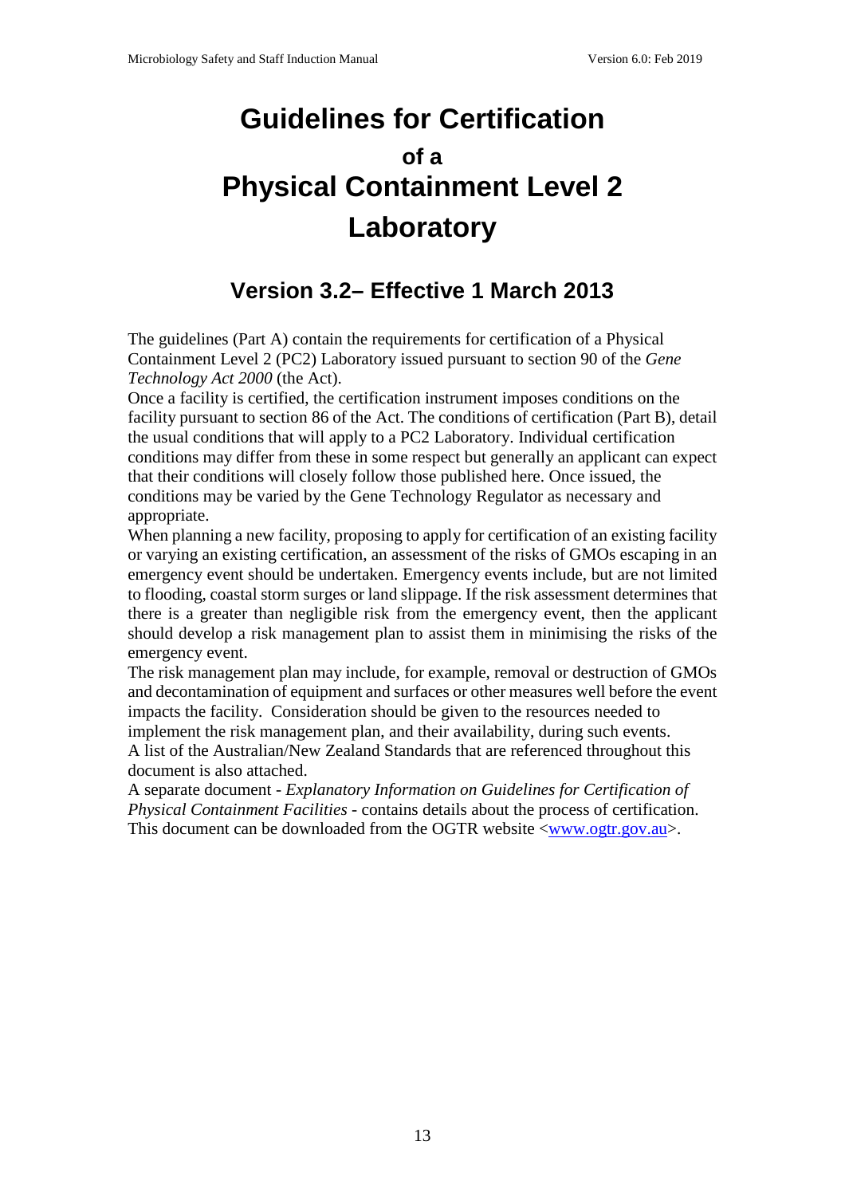# Guidelines for Certification of a Physical Containment Level 2 Laboratory

## Version 3.2– Effective 1 March 2013

The guidelines (Part A) contain the requirements for certification of a Physical Containment Level 2 (PC2) Laboratory issued pursuant to section 90 of the *Gene Technology Act 2000* (the Act).

Once a facility is certified, the certification instrument imposes conditions on the facility pursuant to section 86 of the Act. The conditions of certification (Part B), detail the usual conditions that will apply to a PC2 Laboratory. Individual certification conditions may differ from these in some respect but generally an applicant can expect that their conditions will closely follow those published here. Once issued, the conditions may be varied by the Gene Technology Regulator as necessary and appropriate.

When planning a new facility, proposing to apply for certification of an existing facility or varying an existing certification, an assessment of the risks of GMOs escaping in an emergency event should be undertaken. Emergency events include, but are not limited to flooding, coastal storm surges or land slippage. If the risk assessment determines that there is a greater than negligible risk from the emergency event, then the applicant should develop a risk management plan to assist them in minimising the risks of the emergency event.

The risk management plan may include, for example, removal or destruction of GMOs and decontamination of equipment and surfaces or other measures well before the event impacts the facility. Consideration should be given to the resources needed to implement the risk management plan, and their availability, during such events.

A list of the Australian/New Zealand Standards that are referenced throughout this document is also attached.

A separate document - *Explanatory Information on Guidelines for Certification of Physical Containment Facilities* - contains details about the process of certification. This document can be downloaded from the OGTR website <www.ogtr.gov.au>.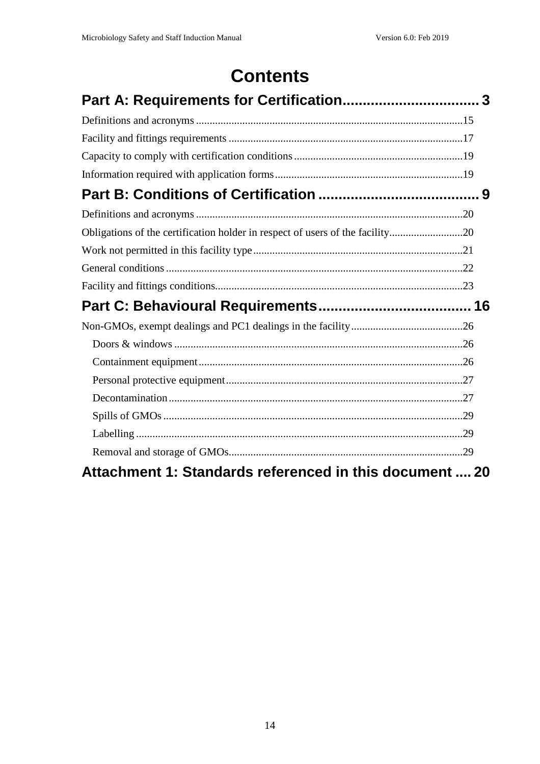# Contents

**Part A: Requirements for Certification.................................. 3**

Definitions and acronyms .................................................................................................15

Facility and fittings requirements ......................................................................................17

Capacity to comply with certification conditions ..............................................................19

Information required with application forms .....................................................................19

**Part B: Conditions of Certification ........................................ 9**

Definitions and acronyms .................................................................................................20

Obligations of the certification holder in respect of users of the facility...........................20

Work not permitted in this facility type ............................................................................21

General conditions ............................................................................................................22

Facility and fittings conditions..........................................................................................23

**Part C: Behavioural Requirements...................................... 16**

Non-GMOs, exempt dealings and PC1 dealings in the facility.........................................26

- Doors & windows .........................................................................................................26
- Containment equipment ................................................................................................26
- Personal protective equipment......................................................................................27
- Decontamination ...........................................................................................................27
- Spills of GMOs .............................................................................................................29
- Labelling .......................................................................................................................29
- Removal and storage of GMOs.....................................................................................29

**Attachment 1: Standards referenced in this document .... 20**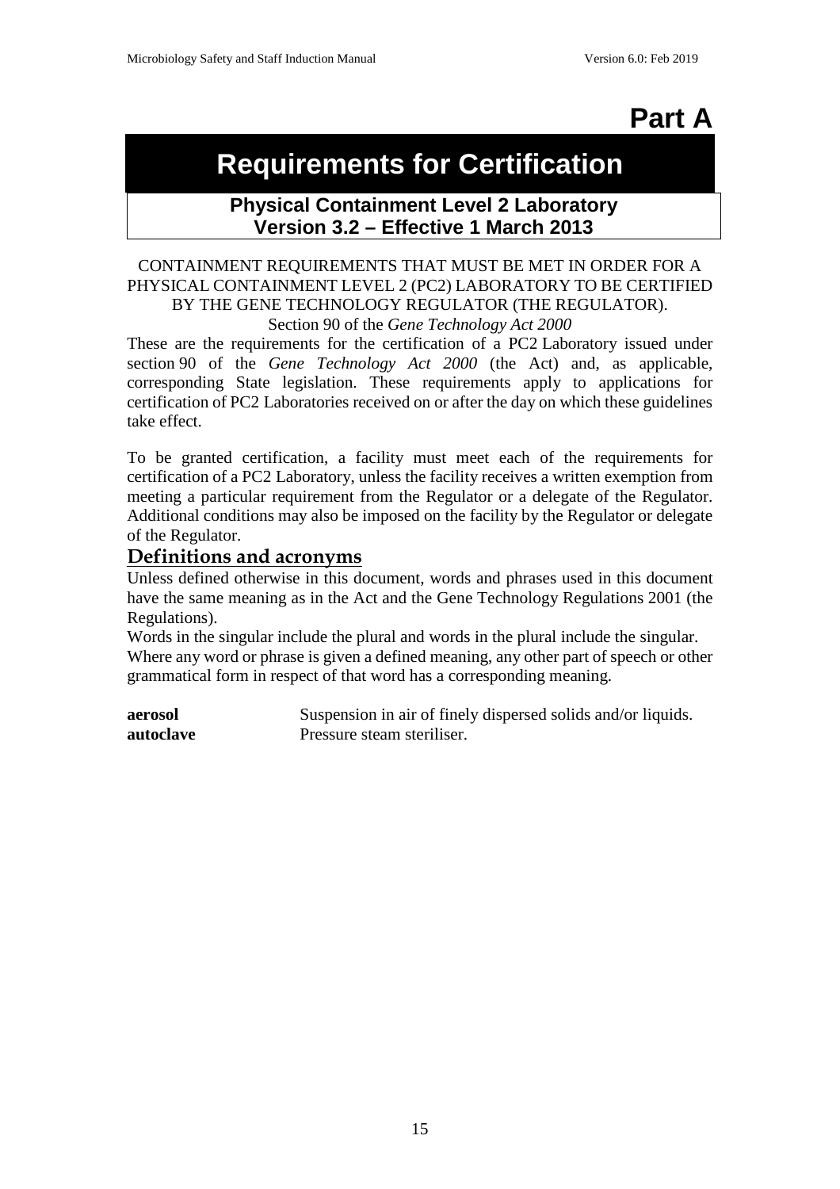# Part A

# Requirements for Certification

## Physical Containment Level 2 Laboratory
## Version 3.2 – Effective 1 March 2013

CONTAINMENT REQUIREMENTS THAT MUST BE MET IN ORDER FOR A PHYSICAL CONTAINMENT LEVEL 2 (PC2) LABORATORY TO BE CERTIFIED BY THE GENE TECHNOLOGY REGULATOR (THE REGULATOR).

Section 90 of the *Gene Technology Act 2000*

These are the requirements for the certification of a PC2 Laboratory issued under section 90 of the *Gene Technology Act 2000* (the Act) and, as applicable, corresponding State legislation. These requirements apply to applications for certification of PC2 Laboratories received on or after the day on which these guidelines take effect.

To be granted certification, a facility must meet each of the requirements for certification of a PC2 Laboratory, unless the facility receives a written exemption from meeting a particular requirement from the Regulator or a delegate of the Regulator. Additional conditions may also be imposed on the facility by the Regulator or delegate of the Regulator.

## Definitions and acronyms

Unless defined otherwise in this document, words and phrases used in this document have the same meaning as in the Act and the Gene Technology Regulations 2001 (the Regulations).

Words in the singular include the plural and words in the plural include the singular.

Where any word or phrase is given a defined meaning, any other part of speech or other grammatical form in respect of that word has a corresponding meaning.

**aerosol** Suspension in air of finely dispersed solids and/or liquids.

**autoclave** Pressure steam steriliser.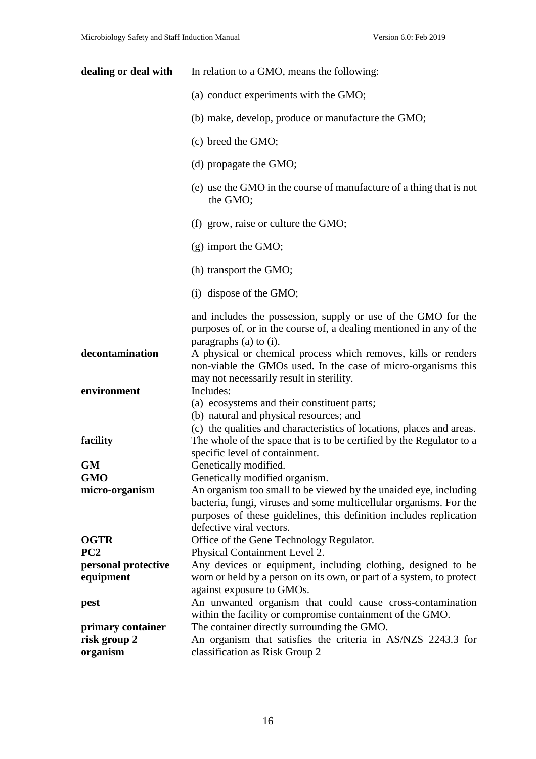| | |
|---|---|
| **dealing or deal with** | In relation to a GMO, means the following:<br><br>(a) conduct experiments with the GMO;<br><br>(b) make, develop, produce or manufacture the GMO;<br><br>(c) breed the GMO;<br><br>(d) propagate the GMO;<br><br>(e) use the GMO in the course of manufacture of a thing that is not the GMO;<br><br>(f) grow, raise or culture the GMO;<br><br>(g) import the GMO;<br><br>(h) transport the GMO;<br><br>(i) dispose of the GMO;<br><br>and includes the possession, supply or use of the GMO for the purposes of, or in the course of, a dealing mentioned in any of the paragraphs (a) to (i). |
| **decontamination** | A physical or chemical process which removes, kills or renders non-viable the GMOs used. In the case of micro-organisms this may not necessarily result in sterility. |
| **environment** | Includes:<br>(a) ecosystems and their constituent parts;<br>(b) natural and physical resources; and<br>(c) the qualities and characteristics of locations, places and areas. |
| **facility** | The whole of the space that is to be certified by the Regulator to a specific level of containment. |
| **GM** | Genetically modified. |
| **GMO** | Genetically modified organism. |
| **micro-organism** | An organism too small to be viewed by the unaided eye, including bacteria, fungi, viruses and some multicellular organisms. For the purposes of these guidelines, this definition includes replication defective viral vectors. |
| **OGTR** | Office of the Gene Technology Regulator. |
| **PC2** | Physical Containment Level 2. |
| **personal protective equipment** | Any devices or equipment, including clothing, designed to be worn or held by a person on its own, or part of a system, to protect against exposure to GMOs. |
| **pest** | An unwanted organism that could cause cross-contamination within the facility or compromise containment of the GMO. |
| **primary container** | The container directly surrounding the GMO. |
| **risk group 2 organism** | An organism that satisfies the criteria in AS/NZS 2243.3 for classification as Risk Group 2 |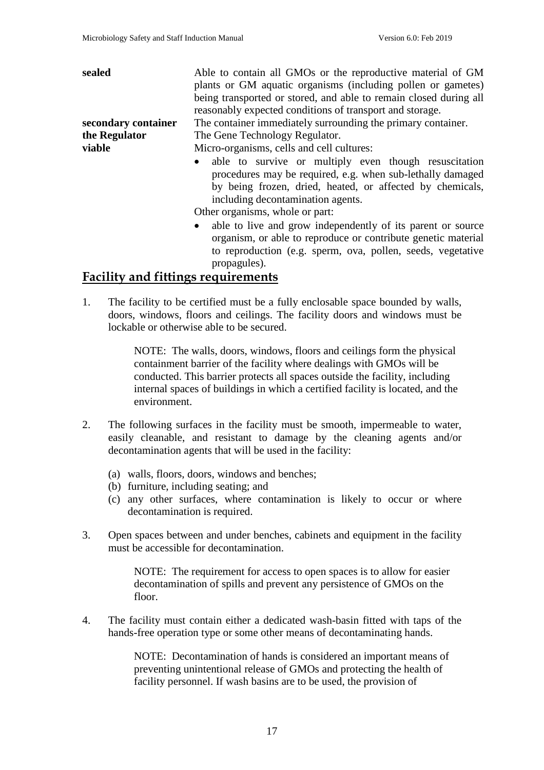**sealed** Able to contain all GMOs or the reproductive material of GM plants or GM aquatic organisms (including pollen or gametes) being transported or stored, and able to remain closed during all reasonably expected conditions of transport and storage.

**secondary container** The container immediately surrounding the primary container.

**the Regulator** The Gene Technology Regulator.

**viable** Micro-organisms, cells and cell cultures:

- able to survive or multiply even though resuscitation procedures may be required, e.g. when sub-lethally damaged by being frozen, dried, heated, or affected by chemicals, including decontamination agents.

Other organisms, whole or part:

- able to live and grow independently of its parent or source organism, or able to reproduce or contribute genetic material to reproduction (e.g. sperm, ova, pollen, seeds, vegetative propagules).

## Facility and fittings requirements

1. The facility to be certified must be a fully enclosable space bounded by walls, doors, windows, floors and ceilings. The facility doors and windows must be lockable or otherwise able to be secured.

   NOTE: The walls, doors, windows, floors and ceilings form the physical containment barrier of the facility where dealings with GMOs will be conducted. This barrier protects all spaces outside the facility, including internal spaces of buildings in which a certified facility is located, and the environment.

2. The following surfaces in the facility must be smooth, impermeable to water, easily cleanable, and resistant to damage by the cleaning agents and/or decontamination agents that will be used in the facility:

   (a) walls, floors, doors, windows and benches;
   (b) furniture, including seating; and
   (c) any other surfaces, where contamination is likely to occur or where decontamination is required.

3. Open spaces between and under benches, cabinets and equipment in the facility must be accessible for decontamination.

   NOTE: The requirement for access to open spaces is to allow for easier decontamination of spills and prevent any persistence of GMOs on the floor.

4. The facility must contain either a dedicated wash-basin fitted with taps of the hands-free operation type or some other means of decontaminating hands.

   NOTE: Decontamination of hands is considered an important means of preventing unintentional release of GMOs and protecting the health of facility personnel. If wash basins are to be used, the provision of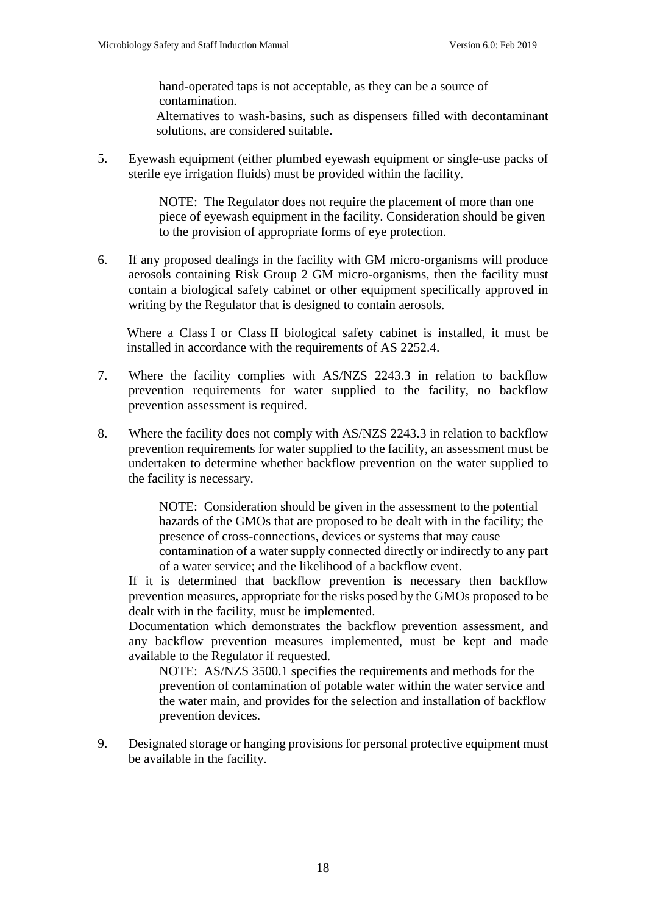hand-operated taps is not acceptable, as they can be a source of contamination.

Alternatives to wash-basins, such as dispensers filled with decontaminant solutions, are considered suitable.

5. Eyewash equipment (either plumbed eyewash equipment or single-use packs of sterile eye irrigation fluids) must be provided within the facility.

   NOTE: The Regulator does not require the placement of more than one piece of eyewash equipment in the facility. Consideration should be given to the provision of appropriate forms of eye protection.

6. If any proposed dealings in the facility with GM micro-organisms will produce aerosols containing Risk Group 2 GM micro-organisms, then the facility must contain a biological safety cabinet or other equipment specifically approved in writing by the Regulator that is designed to contain aerosols.

   Where a Class I or Class II biological safety cabinet is installed, it must be installed in accordance with the requirements of AS 2252.4.

7. Where the facility complies with AS/NZS 2243.3 in relation to backflow prevention requirements for water supplied to the facility, no backflow prevention assessment is required.

8. Where the facility does not comply with AS/NZS 2243.3 in relation to backflow prevention requirements for water supplied to the facility, an assessment must be undertaken to determine whether backflow prevention on the water supplied to the facility is necessary.

   NOTE: Consideration should be given in the assessment to the potential hazards of the GMOs that are proposed to be dealt with in the facility; the presence of cross-connections, devices or systems that may cause contamination of a water supply connected directly or indirectly to any part of a water service; and the likelihood of a backflow event.

   If it is determined that backflow prevention is necessary then backflow prevention measures, appropriate for the risks posed by the GMOs proposed to be dealt with in the facility, must be implemented.

   Documentation which demonstrates the backflow prevention assessment, and any backflow prevention measures implemented, must be kept and made available to the Regulator if requested.

   NOTE: AS/NZS 3500.1 specifies the requirements and methods for the prevention of contamination of potable water within the water service and the water main, and provides for the selection and installation of backflow prevention devices.

9. Designated storage or hanging provisions for personal protective equipment must be available in the facility.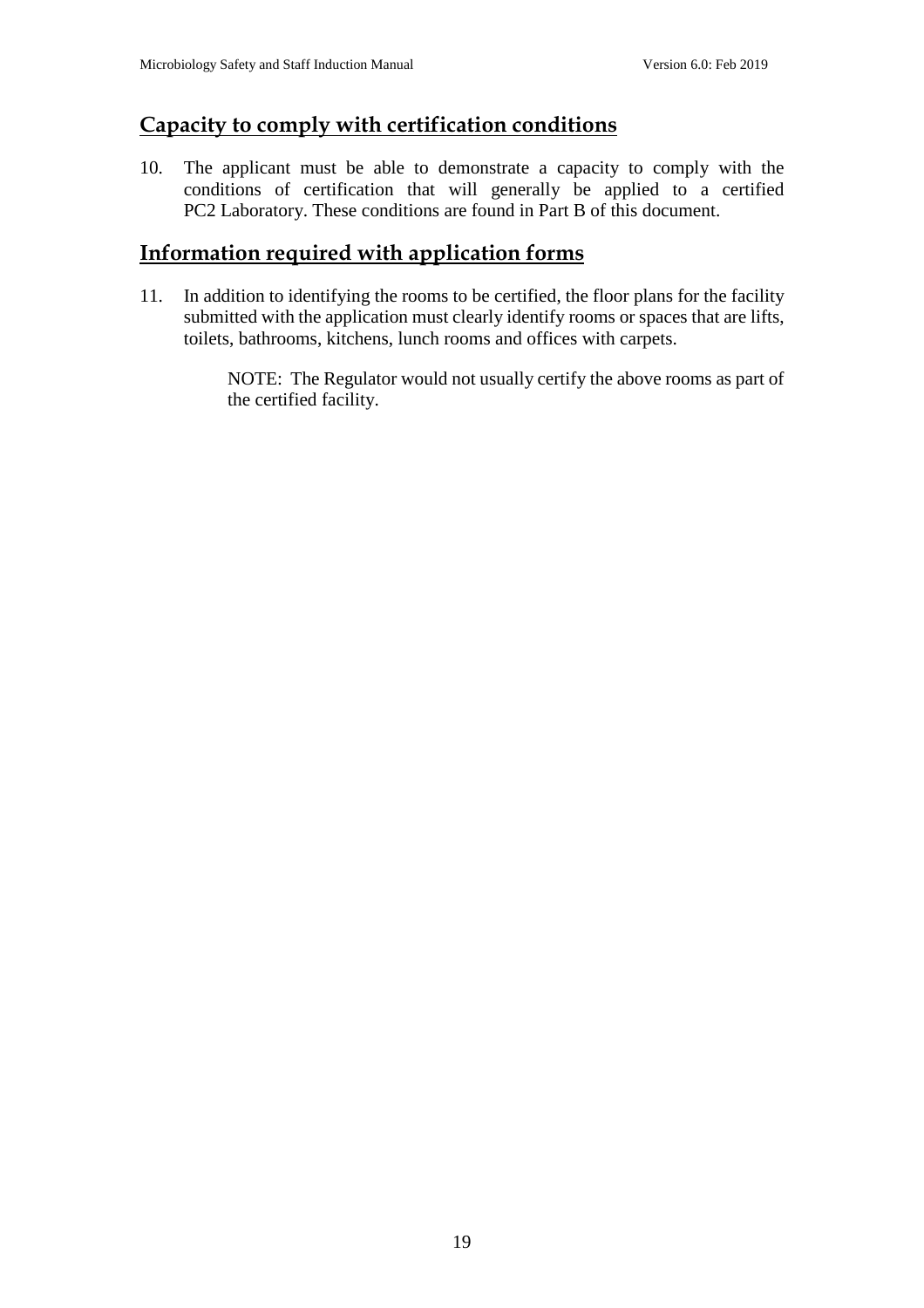## Capacity to comply with certification conditions

10. The applicant must be able to demonstrate a capacity to comply with the conditions of certification that will generally be applied to a certified PC2 Laboratory. These conditions are found in Part B of this document.

## Information required with application forms

11. In addition to identifying the rooms to be certified, the floor plans for the facility submitted with the application must clearly identify rooms or spaces that are lifts, toilets, bathrooms, kitchens, lunch rooms and offices with carpets.

    NOTE: The Regulator would not usually certify the above rooms as part of the certified facility.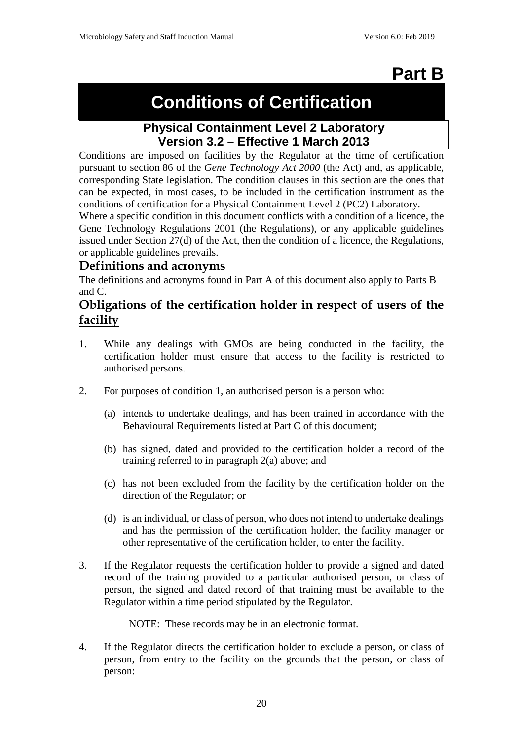# Part B

# Conditions of Certification

## Physical Containment Level 2 Laboratory
## Version 3.2 – Effective 1 March 2013

Conditions are imposed on facilities by the Regulator at the time of certification pursuant to section 86 of the *Gene Technology Act 2000* (the Act) and, as applicable, corresponding State legislation. The condition clauses in this section are the ones that can be expected, in most cases, to be included in the certification instrument as the conditions of certification for a Physical Containment Level 2 (PC2) Laboratory.

Where a specific condition in this document conflicts with a condition of a licence, the Gene Technology Regulations 2001 (the Regulations), or any applicable guidelines issued under Section 27(d) of the Act, then the condition of a licence, the Regulations, or applicable guidelines prevails.

### Definitions and acronyms

The definitions and acronyms found in Part A of this document also apply to Parts B and C.

### Obligations of the certification holder in respect of users of the facility

1. While any dealings with GMOs are being conducted in the facility, the certification holder must ensure that access to the facility is restricted to authorised persons.

2. For purposes of condition 1, an authorised person is a person who:

   (a) intends to undertake dealings, and has been trained in accordance with the Behavioural Requirements listed at Part C of this document;

   (b) has signed, dated and provided to the certification holder a record of the training referred to in paragraph 2(a) above; and

   (c) has not been excluded from the facility by the certification holder on the direction of the Regulator; or

   (d) is an individual, or class of person, who does not intend to undertake dealings and has the permission of the certification holder, the facility manager or other representative of the certification holder, to enter the facility.

3. If the Regulator requests the certification holder to provide a signed and dated record of the training provided to a particular authorised person, or class of person, the signed and dated record of that training must be available to the Regulator within a time period stipulated by the Regulator.

   NOTE: These records may be in an electronic format.

4. If the Regulator directs the certification holder to exclude a person, or class of person, from entry to the facility on the grounds that the person, or class of person: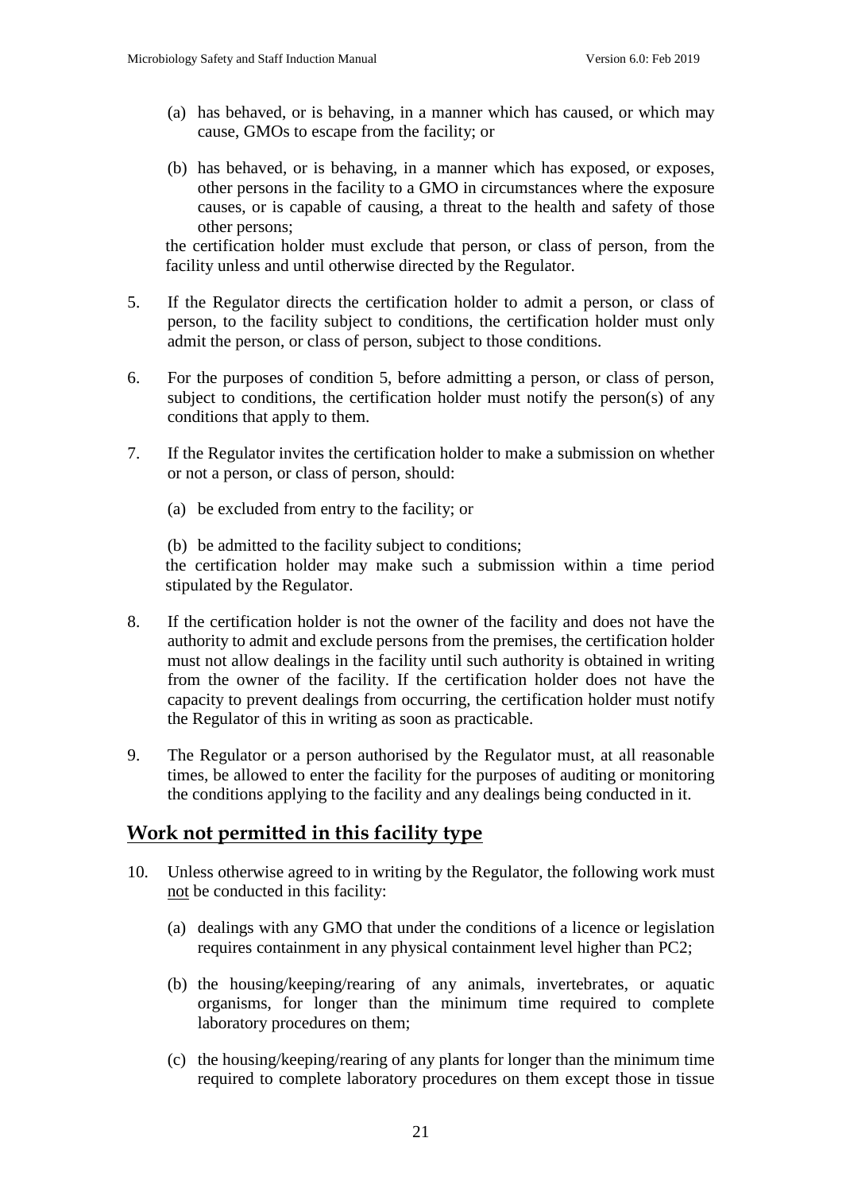(a) has behaved, or is behaving, in a manner which has caused, or which may cause, GMOs to escape from the facility; or

(b) has behaved, or is behaving, in a manner which has exposed, or exposes, other persons in the facility to a GMO in circumstances where the exposure causes, or is capable of causing, a threat to the health and safety of those other persons;

the certification holder must exclude that person, or class of person, from the facility unless and until otherwise directed by the Regulator.

5. If the Regulator directs the certification holder to admit a person, or class of person, to the facility subject to conditions, the certification holder must only admit the person, or class of person, subject to those conditions.

6. For the purposes of condition 5, before admitting a person, or class of person, subject to conditions, the certification holder must notify the person(s) of any conditions that apply to them.

7. If the Regulator invites the certification holder to make a submission on whether or not a person, or class of person, should:

   (a) be excluded from entry to the facility; or

   (b) be admitted to the facility subject to conditions;

   the certification holder may make such a submission within a time period stipulated by the Regulator.

8. If the certification holder is not the owner of the facility and does not have the authority to admit and exclude persons from the premises, the certification holder must not allow dealings in the facility until such authority is obtained in writing from the owner of the facility. If the certification holder does not have the capacity to prevent dealings from occurring, the certification holder must notify the Regulator of this in writing as soon as practicable.

9. The Regulator or a person authorised by the Regulator must, at all reasonable times, be allowed to enter the facility for the purposes of auditing or monitoring the conditions applying to the facility and any dealings being conducted in it.

## Work not permitted in this facility type

10. Unless otherwise agreed to in writing by the Regulator, the following work must not be conducted in this facility:

    (a) dealings with any GMO that under the conditions of a licence or legislation requires containment in any physical containment level higher than PC2;

    (b) the housing/keeping/rearing of any animals, invertebrates, or aquatic organisms, for longer than the minimum time required to complete laboratory procedures on them;

    (c) the housing/keeping/rearing of any plants for longer than the minimum time required to complete laboratory procedures on them except those in tissue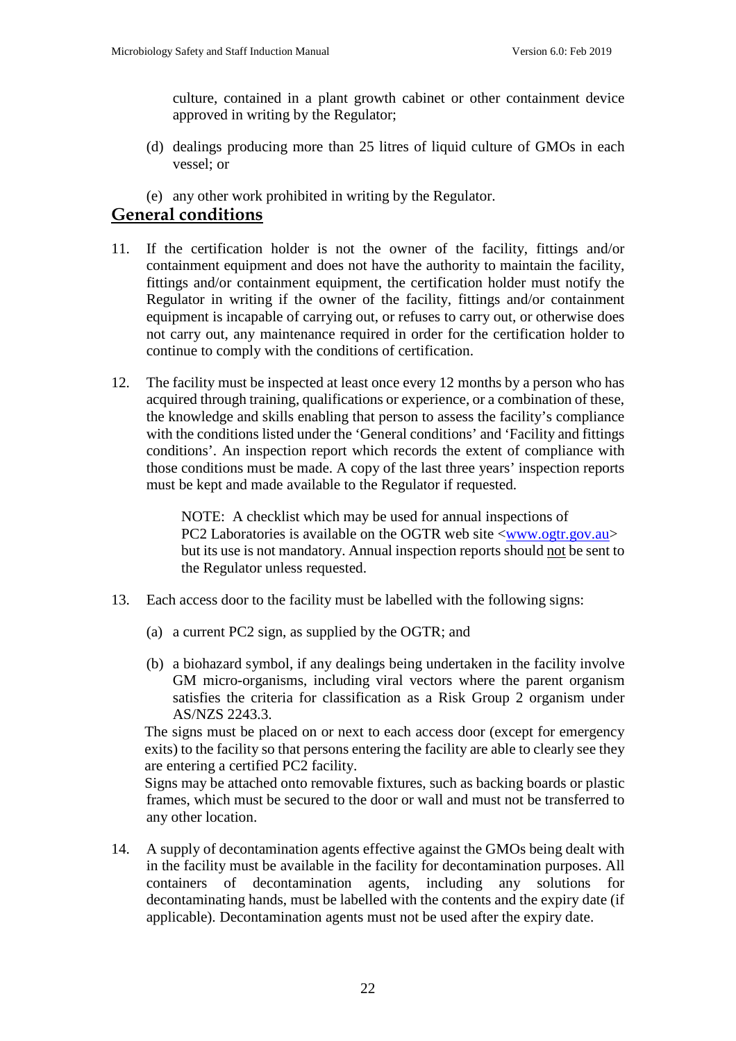culture, contained in a plant growth cabinet or other containment device approved in writing by the Regulator;

(d) dealings producing more than 25 litres of liquid culture of GMOs in each vessel; or

(e) any other work prohibited in writing by the Regulator.

## General conditions

11. If the certification holder is not the owner of the facility, fittings and/or containment equipment and does not have the authority to maintain the facility, fittings and/or containment equipment, the certification holder must notify the Regulator in writing if the owner of the facility, fittings and/or containment equipment is incapable of carrying out, or refuses to carry out, or otherwise does not carry out, any maintenance required in order for the certification holder to continue to comply with the conditions of certification.

12. The facility must be inspected at least once every 12 months by a person who has acquired through training, qualifications or experience, or a combination of these, the knowledge and skills enabling that person to assess the facility's compliance with the conditions listed under the 'General conditions' and 'Facility and fittings conditions'. An inspection report which records the extent of compliance with those conditions must be made. A copy of the last three years' inspection reports must be kept and made available to the Regulator if requested.

    NOTE: A checklist which may be used for annual inspections of PC2 Laboratories is available on the OGTR web site <www.ogtr.gov.au> but its use is not mandatory. Annual inspection reports should not be sent to the Regulator unless requested.

13. Each access door to the facility must be labelled with the following signs:

    (a) a current PC2 sign, as supplied by the OGTR; and

    (b) a biohazard symbol, if any dealings being undertaken in the facility involve GM micro-organisms, including viral vectors where the parent organism satisfies the criteria for classification as a Risk Group 2 organism under AS/NZS 2243.3.

    The signs must be placed on or next to each access door (except for emergency exits) to the facility so that persons entering the facility are able to clearly see they are entering a certified PC2 facility.

    Signs may be attached onto removable fixtures, such as backing boards or plastic frames, which must be secured to the door or wall and must not be transferred to any other location.

14. A supply of decontamination agents effective against the GMOs being dealt with in the facility must be available in the facility for decontamination purposes. All containers of decontamination agents, including any solutions for decontaminating hands, must be labelled with the contents and the expiry date (if applicable). Decontamination agents must not be used after the expiry date.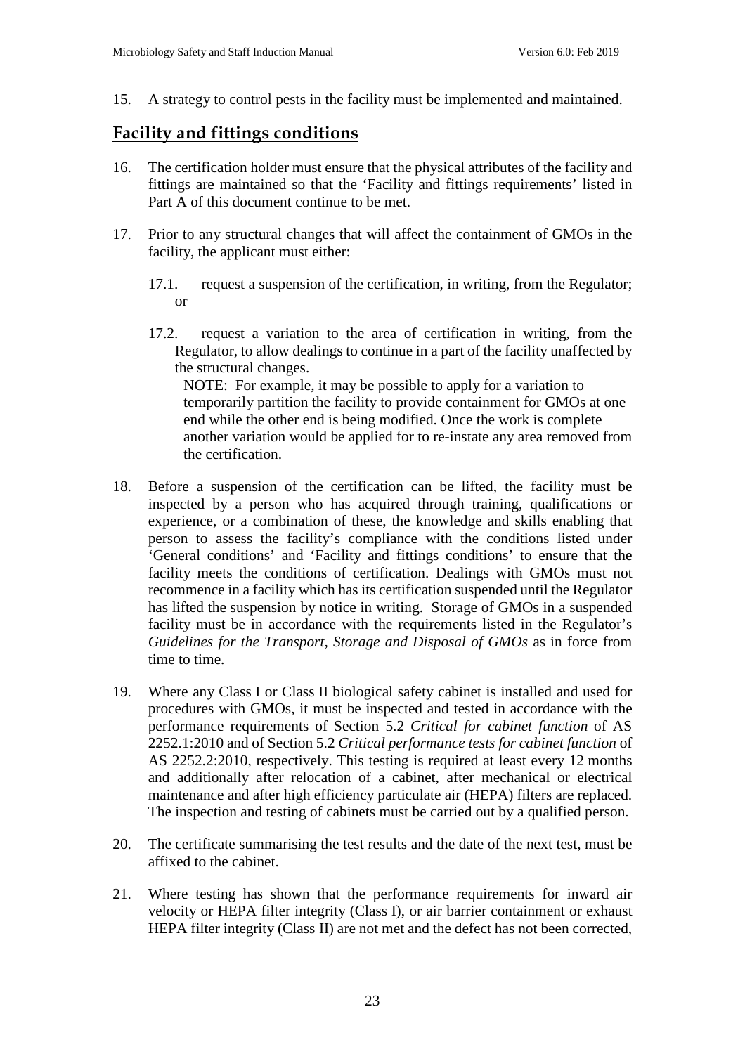15. A strategy to control pests in the facility must be implemented and maintained.

## Facility and fittings conditions

16. The certification holder must ensure that the physical attributes of the facility and fittings are maintained so that the 'Facility and fittings requirements' listed in Part A of this document continue to be met.

17. Prior to any structural changes that will affect the containment of GMOs in the facility, the applicant must either:

    17.1. request a suspension of the certification, in writing, from the Regulator; or

    17.2. request a variation to the area of certification in writing, from the Regulator, to allow dealings to continue in a part of the facility unaffected by the structural changes.

    NOTE: For example, it may be possible to apply for a variation to temporarily partition the facility to provide containment for GMOs at one end while the other end is being modified. Once the work is complete another variation would be applied for to re-instate any area removed from the certification.

18. Before a suspension of the certification can be lifted, the facility must be inspected by a person who has acquired through training, qualifications or experience, or a combination of these, the knowledge and skills enabling that person to assess the facility's compliance with the conditions listed under 'General conditions' and 'Facility and fittings conditions' to ensure that the facility meets the conditions of certification. Dealings with GMOs must not recommence in a facility which has its certification suspended until the Regulator has lifted the suspension by notice in writing. Storage of GMOs in a suspended facility must be in accordance with the requirements listed in the Regulator's *Guidelines for the Transport, Storage and Disposal of GMOs* as in force from time to time.

19. Where any Class I or Class II biological safety cabinet is installed and used for procedures with GMOs, it must be inspected and tested in accordance with the performance requirements of Section 5.2 *Critical for cabinet function* of AS 2252.1:2010 and of Section 5.2 *Critical performance tests for cabinet function* of AS 2252.2:2010, respectively. This testing is required at least every 12 months and additionally after relocation of a cabinet, after mechanical or electrical maintenance and after high efficiency particulate air (HEPA) filters are replaced. The inspection and testing of cabinets must be carried out by a qualified person.

20. The certificate summarising the test results and the date of the next test, must be affixed to the cabinet.

21. Where testing has shown that the performance requirements for inward air velocity or HEPA filter integrity (Class I), or air barrier containment or exhaust HEPA filter integrity (Class II) are not met and the defect has not been corrected,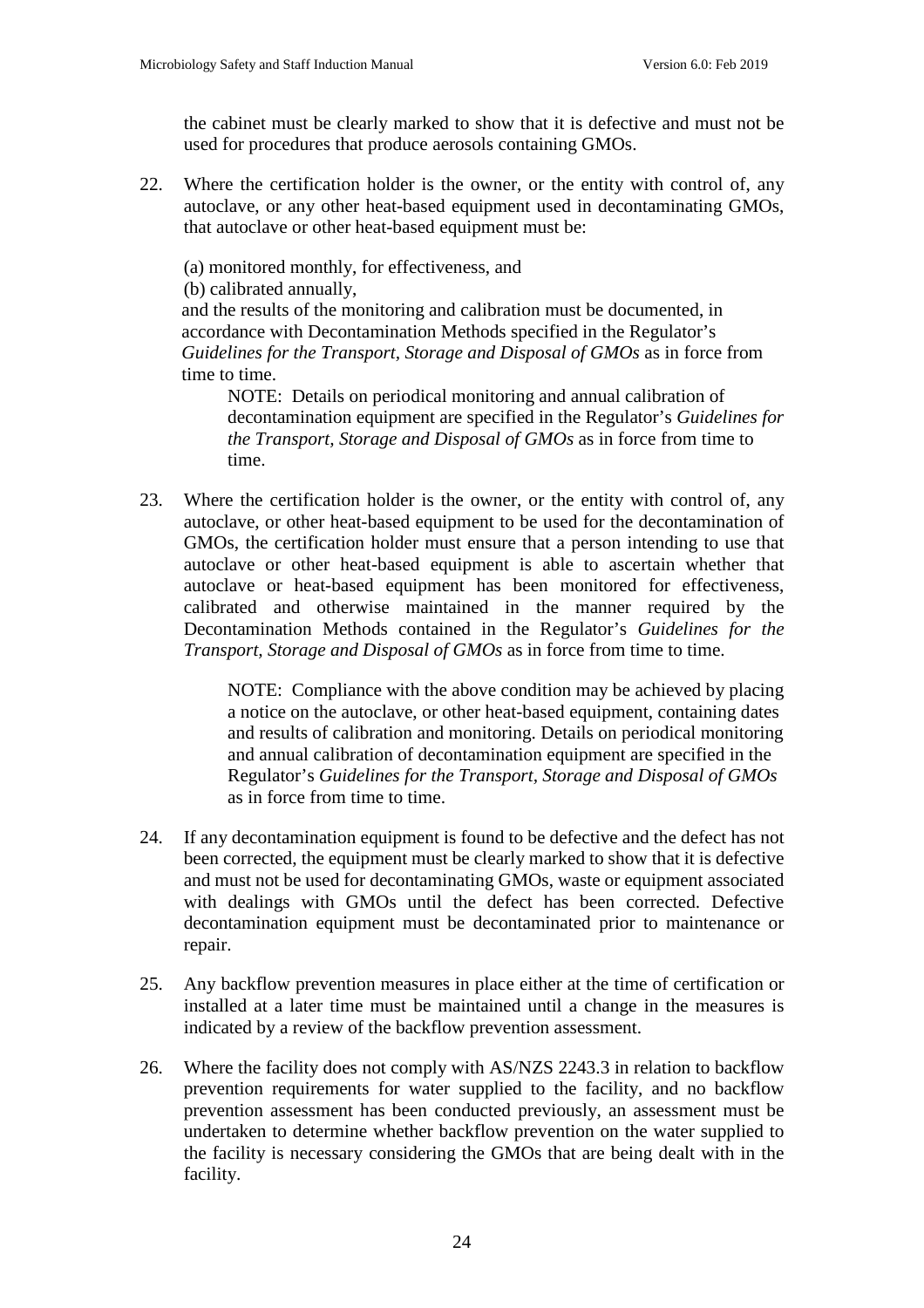the cabinet must be clearly marked to show that it is defective and must not be used for procedures that produce aerosols containing GMOs.

22. Where the certification holder is the owner, or the entity with control of, any autoclave, or any other heat-based equipment used in decontaminating GMOs, that autoclave or other heat-based equipment must be:

    (a) monitored monthly, for effectiveness, and
    (b) calibrated annually,

    and the results of the monitoring and calibration must be documented, in accordance with Decontamination Methods specified in the Regulator's *Guidelines for the Transport, Storage and Disposal of GMOs* as in force from time to time.

    NOTE: Details on periodical monitoring and annual calibration of decontamination equipment are specified in the Regulator's *Guidelines for the Transport, Storage and Disposal of GMOs* as in force from time to time.

23. Where the certification holder is the owner, or the entity with control of, any autoclave, or other heat-based equipment to be used for the decontamination of GMOs, the certification holder must ensure that a person intending to use that autoclave or other heat-based equipment is able to ascertain whether that autoclave or heat-based equipment has been monitored for effectiveness, calibrated and otherwise maintained in the manner required by the Decontamination Methods contained in the Regulator's *Guidelines for the Transport, Storage and Disposal of GMOs* as in force from time to time.

    NOTE: Compliance with the above condition may be achieved by placing a notice on the autoclave, or other heat-based equipment, containing dates and results of calibration and monitoring. Details on periodical monitoring and annual calibration of decontamination equipment are specified in the Regulator's *Guidelines for the Transport, Storage and Disposal of GMOs* as in force from time to time.

24. If any decontamination equipment is found to be defective and the defect has not been corrected, the equipment must be clearly marked to show that it is defective and must not be used for decontaminating GMOs, waste or equipment associated with dealings with GMOs until the defect has been corrected. Defective decontamination equipment must be decontaminated prior to maintenance or repair.

25. Any backflow prevention measures in place either at the time of certification or installed at a later time must be maintained until a change in the measures is indicated by a review of the backflow prevention assessment.

26. Where the facility does not comply with AS/NZS 2243.3 in relation to backflow prevention requirements for water supplied to the facility, and no backflow prevention assessment has been conducted previously, an assessment must be undertaken to determine whether backflow prevention on the water supplied to the facility is necessary considering the GMOs that are being dealt with in the facility.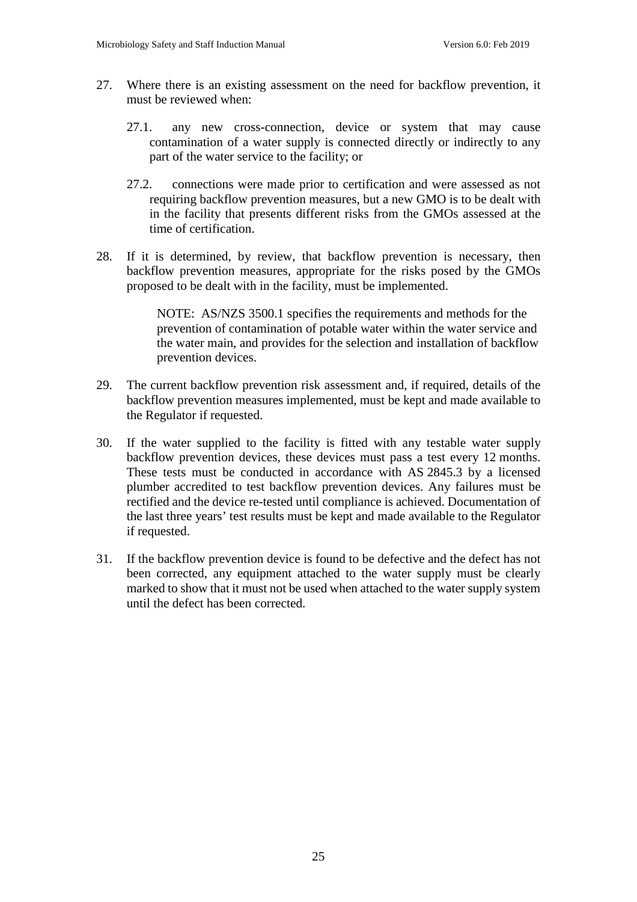27. Where there is an existing assessment on the need for backflow prevention, it must be reviewed when:

    27.1. any new cross-connection, device or system that may cause contamination of a water supply is connected directly or indirectly to any part of the water service to the facility; or

    27.2. connections were made prior to certification and were assessed as not requiring backflow prevention measures, but a new GMO is to be dealt with in the facility that presents different risks from the GMOs assessed at the time of certification.

28. If it is determined, by review, that backflow prevention is necessary, then backflow prevention measures, appropriate for the risks posed by the GMOs proposed to be dealt with in the facility, must be implemented.

    NOTE: AS/NZS 3500.1 specifies the requirements and methods for the prevention of contamination of potable water within the water service and the water main, and provides for the selection and installation of backflow prevention devices.

29. The current backflow prevention risk assessment and, if required, details of the backflow prevention measures implemented, must be kept and made available to the Regulator if requested.

30. If the water supplied to the facility is fitted with any testable water supply backflow prevention devices, these devices must pass a test every 12 months. These tests must be conducted in accordance with AS 2845.3 by a licensed plumber accredited to test backflow prevention devices. Any failures must be rectified and the device re-tested until compliance is achieved. Documentation of the last three years' test results must be kept and made available to the Regulator if requested.

31. If the backflow prevention device is found to be defective and the defect has not been corrected, any equipment attached to the water supply must be clearly marked to show that it must not be used when attached to the water supply system until the defect has been corrected.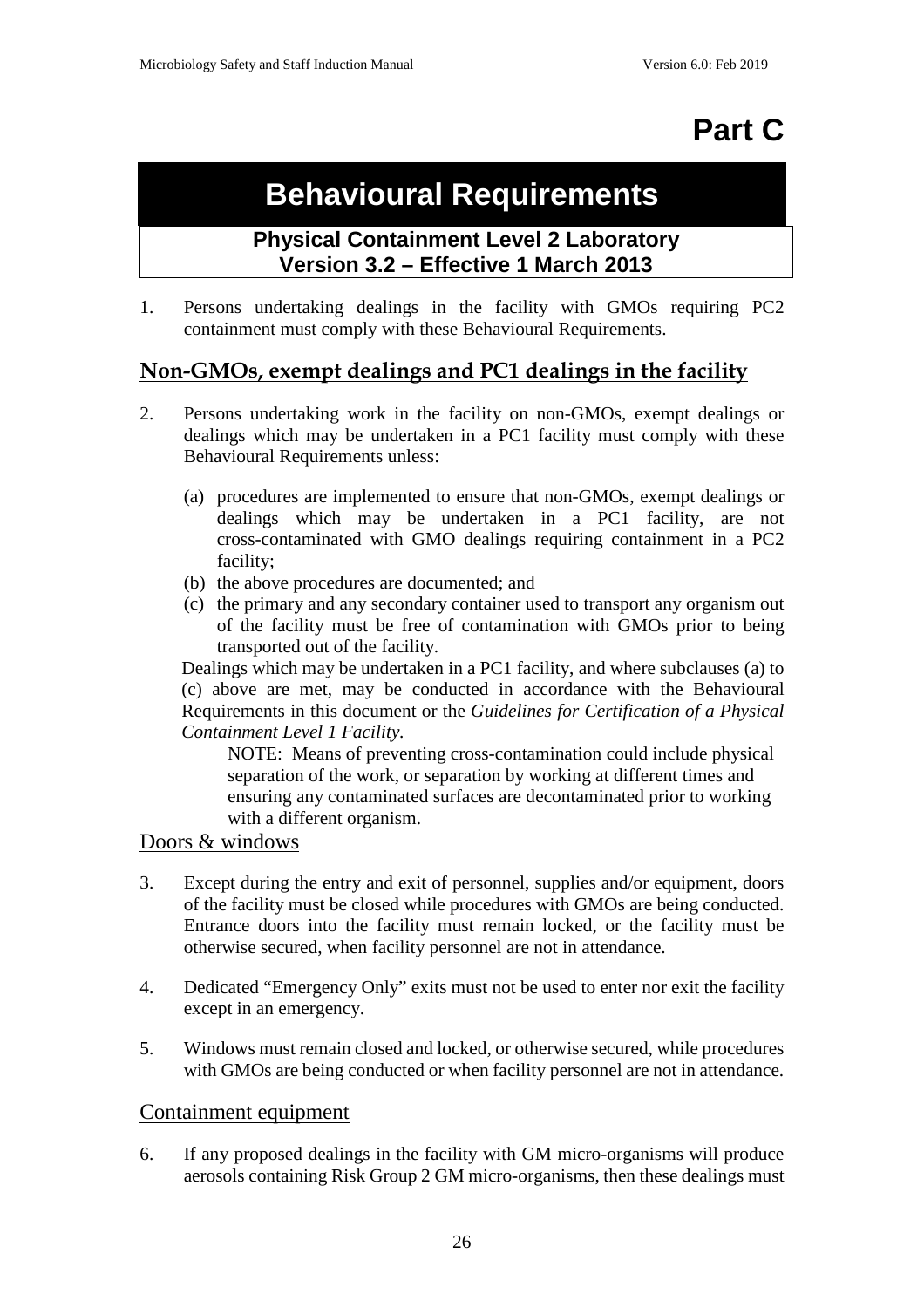# Part C

# Behavioural Requirements

**Physical Containment Level 2 Laboratory**
**Version 3.2 – Effective 1 March 2013**

1. Persons undertaking dealings in the facility with GMOs requiring PC2 containment must comply with these Behavioural Requirements.

## Non-GMOs, exempt dealings and PC1 dealings in the facility

2. Persons undertaking work in the facility on non-GMOs, exempt dealings or dealings which may be undertaken in a PC1 facility must comply with these Behavioural Requirements unless:

   (a) procedures are implemented to ensure that non-GMOs, exempt dealings or dealings which may be undertaken in a PC1 facility, are not cross-contaminated with GMO dealings requiring containment in a PC2 facility;
   (b) the above procedures are documented; and
   (c) the primary and any secondary container used to transport any organism out of the facility must be free of contamination with GMOs prior to being transported out of the facility.

   Dealings which may be undertaken in a PC1 facility, and where subclauses (a) to (c) above are met, may be conducted in accordance with the Behavioural Requirements in this document or the *Guidelines for Certification of a Physical Containment Level 1 Facility.*

   NOTE: Means of preventing cross-contamination could include physical separation of the work, or separation by working at different times and ensuring any contaminated surfaces are decontaminated prior to working with a different organism.

### Doors & windows

3. Except during the entry and exit of personnel, supplies and/or equipment, doors of the facility must be closed while procedures with GMOs are being conducted. Entrance doors into the facility must remain locked, or the facility must be otherwise secured, when facility personnel are not in attendance.

4. Dedicated "Emergency Only" exits must not be used to enter nor exit the facility except in an emergency.

5. Windows must remain closed and locked, or otherwise secured, while procedures with GMOs are being conducted or when facility personnel are not in attendance.

### Containment equipment

6. If any proposed dealings in the facility with GM micro-organisms will produce aerosols containing Risk Group 2 GM micro-organisms, then these dealings must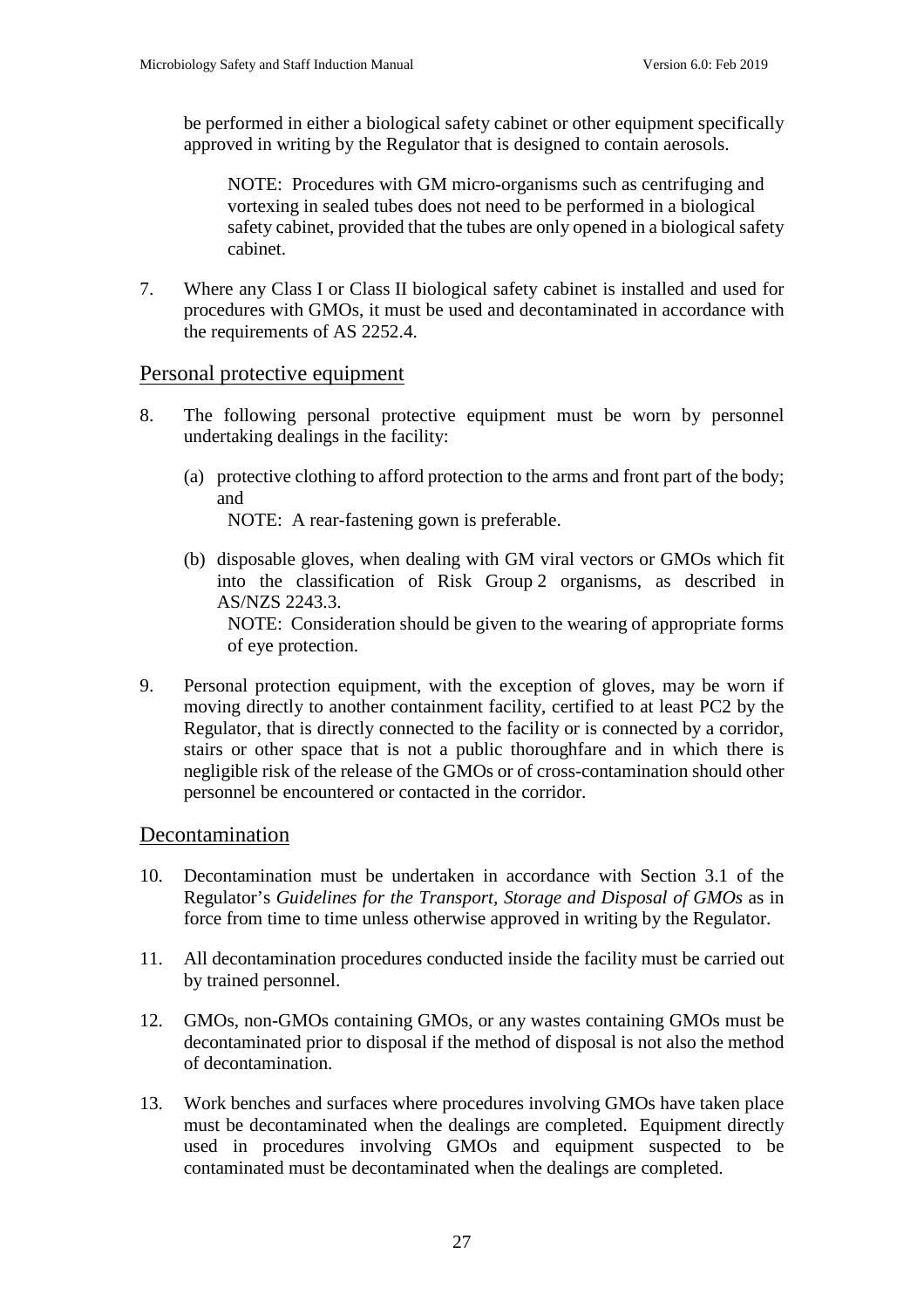be performed in either a biological safety cabinet or other equipment specifically approved in writing by the Regulator that is designed to contain aerosols.

> NOTE: Procedures with GM micro-organisms such as centrifuging and vortexing in sealed tubes does not need to be performed in a biological safety cabinet, provided that the tubes are only opened in a biological safety cabinet.

7. Where any Class I or Class II biological safety cabinet is installed and used for procedures with GMOs, it must be used and decontaminated in accordance with the requirements of AS 2252.4.

## Personal protective equipment

8. The following personal protective equipment must be worn by personnel undertaking dealings in the facility:

   (a) protective clothing to afford protection to the arms and front part of the body; and

   NOTE: A rear-fastening gown is preferable.

   (b) disposable gloves, when dealing with GM viral vectors or GMOs which fit into the classification of Risk Group 2 organisms, as described in AS/NZS 2243.3.

   NOTE: Consideration should be given to the wearing of appropriate forms of eye protection.

9. Personal protection equipment, with the exception of gloves, may be worn if moving directly to another containment facility, certified to at least PC2 by the Regulator, that is directly connected to the facility or is connected by a corridor, stairs or other space that is not a public thoroughfare and in which there is negligible risk of the release of the GMOs or of cross-contamination should other personnel be encountered or contacted in the corridor.

## Decontamination

10. Decontamination must be undertaken in accordance with Section 3.1 of the Regulator's *Guidelines for the Transport, Storage and Disposal of GMOs* as in force from time to time unless otherwise approved in writing by the Regulator.

11. All decontamination procedures conducted inside the facility must be carried out by trained personnel.

12. GMOs, non-GMOs containing GMOs, or any wastes containing GMOs must be decontaminated prior to disposal if the method of disposal is not also the method of decontamination.

13. Work benches and surfaces where procedures involving GMOs have taken place must be decontaminated when the dealings are completed. Equipment directly used in procedures involving GMOs and equipment suspected to be contaminated must be decontaminated when the dealings are completed.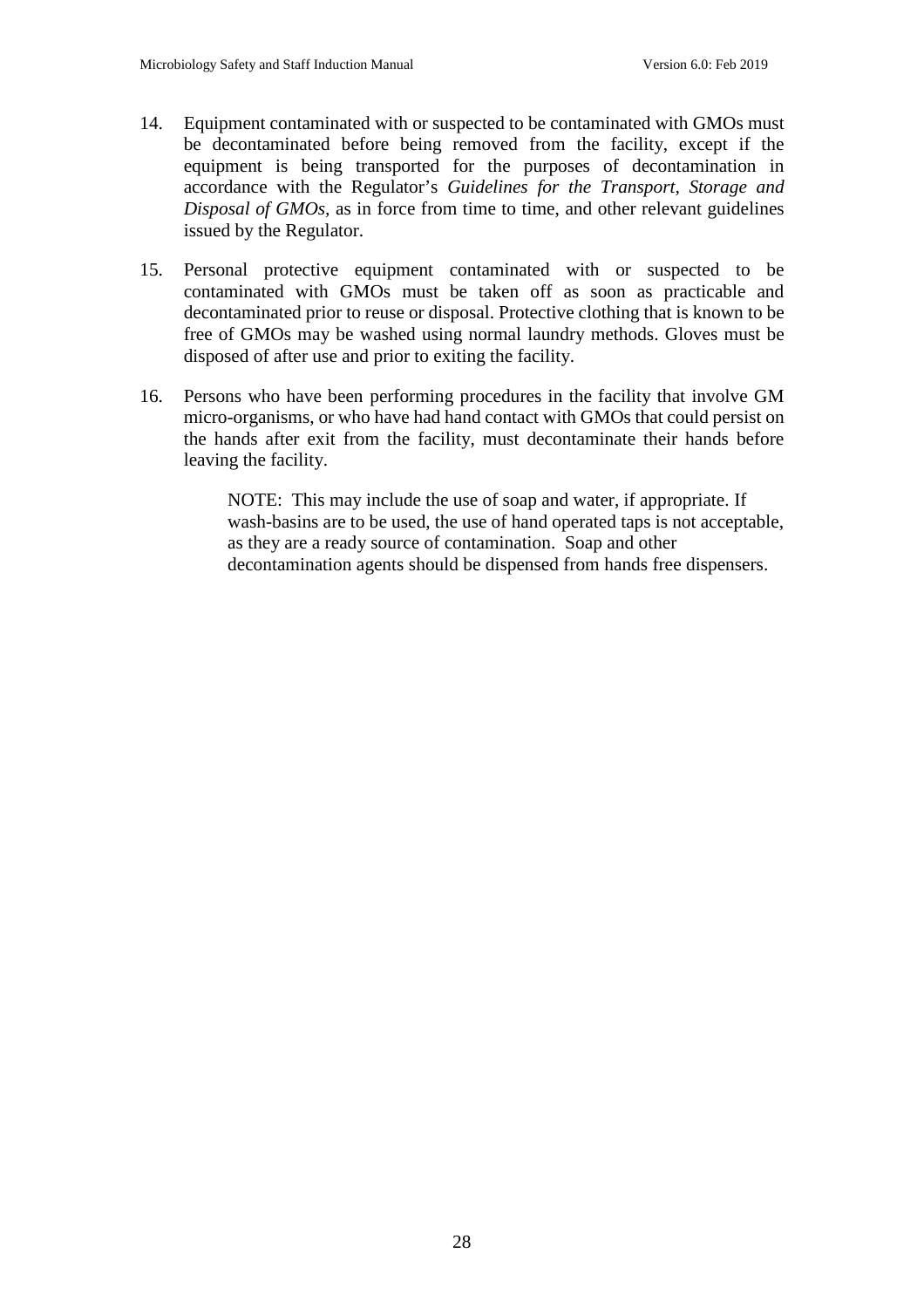14. Equipment contaminated with or suspected to be contaminated with GMOs must be decontaminated before being removed from the facility, except if the equipment is being transported for the purposes of decontamination in accordance with the Regulator's *Guidelines for the Transport, Storage and Disposal of GMOs*, as in force from time to time, and other relevant guidelines issued by the Regulator.

15. Personal protective equipment contaminated with or suspected to be contaminated with GMOs must be taken off as soon as practicable and decontaminated prior to reuse or disposal. Protective clothing that is known to be free of GMOs may be washed using normal laundry methods. Gloves must be disposed of after use and prior to exiting the facility.

16. Persons who have been performing procedures in the facility that involve GM micro-organisms, or who have had hand contact with GMOs that could persist on the hands after exit from the facility, must decontaminate their hands before leaving the facility.

    NOTE: This may include the use of soap and water, if appropriate. If wash-basins are to be used, the use of hand operated taps is not acceptable, as they are a ready source of contamination. Soap and other decontamination agents should be dispensed from hands free dispensers.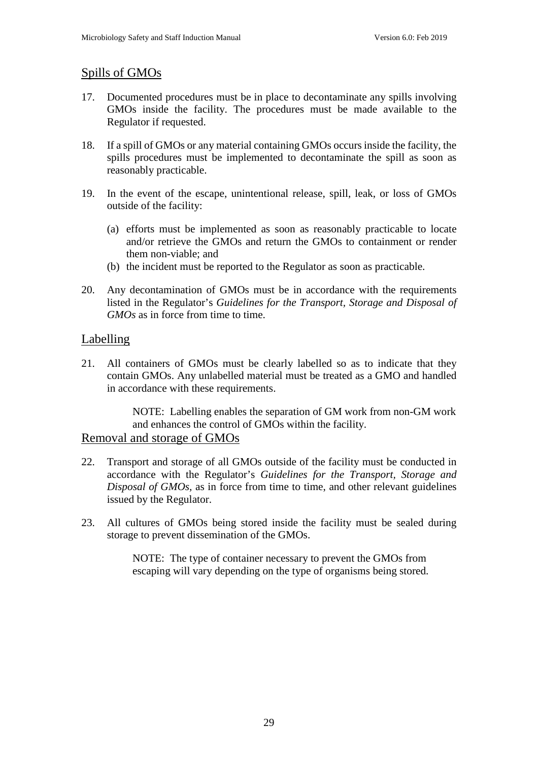## Spills of GMOs

17. Documented procedures must be in place to decontaminate any spills involving GMOs inside the facility. The procedures must be made available to the Regulator if requested.

18. If a spill of GMOs or any material containing GMOs occurs inside the facility, the spills procedures must be implemented to decontaminate the spill as soon as reasonably practicable.

19. In the event of the escape, unintentional release, spill, leak, or loss of GMOs outside of the facility:

    (a) efforts must be implemented as soon as reasonably practicable to locate and/or retrieve the GMOs and return the GMOs to containment or render them non-viable; and

    (b) the incident must be reported to the Regulator as soon as practicable.

20. Any decontamination of GMOs must be in accordance with the requirements listed in the Regulator's *Guidelines for the Transport, Storage and Disposal of GMOs* as in force from time to time.

## Labelling

21. All containers of GMOs must be clearly labelled so as to indicate that they contain GMOs. Any unlabelled material must be treated as a GMO and handled in accordance with these requirements.

    NOTE: Labelling enables the separation of GM work from non-GM work and enhances the control of GMOs within the facility.

## Removal and storage of GMOs

22. Transport and storage of all GMOs outside of the facility must be conducted in accordance with the Regulator's *Guidelines for the Transport, Storage and Disposal of GMOs*, as in force from time to time, and other relevant guidelines issued by the Regulator.

23. All cultures of GMOs being stored inside the facility must be sealed during storage to prevent dissemination of the GMOs.

    NOTE: The type of container necessary to prevent the GMOs from escaping will vary depending on the type of organisms being stored.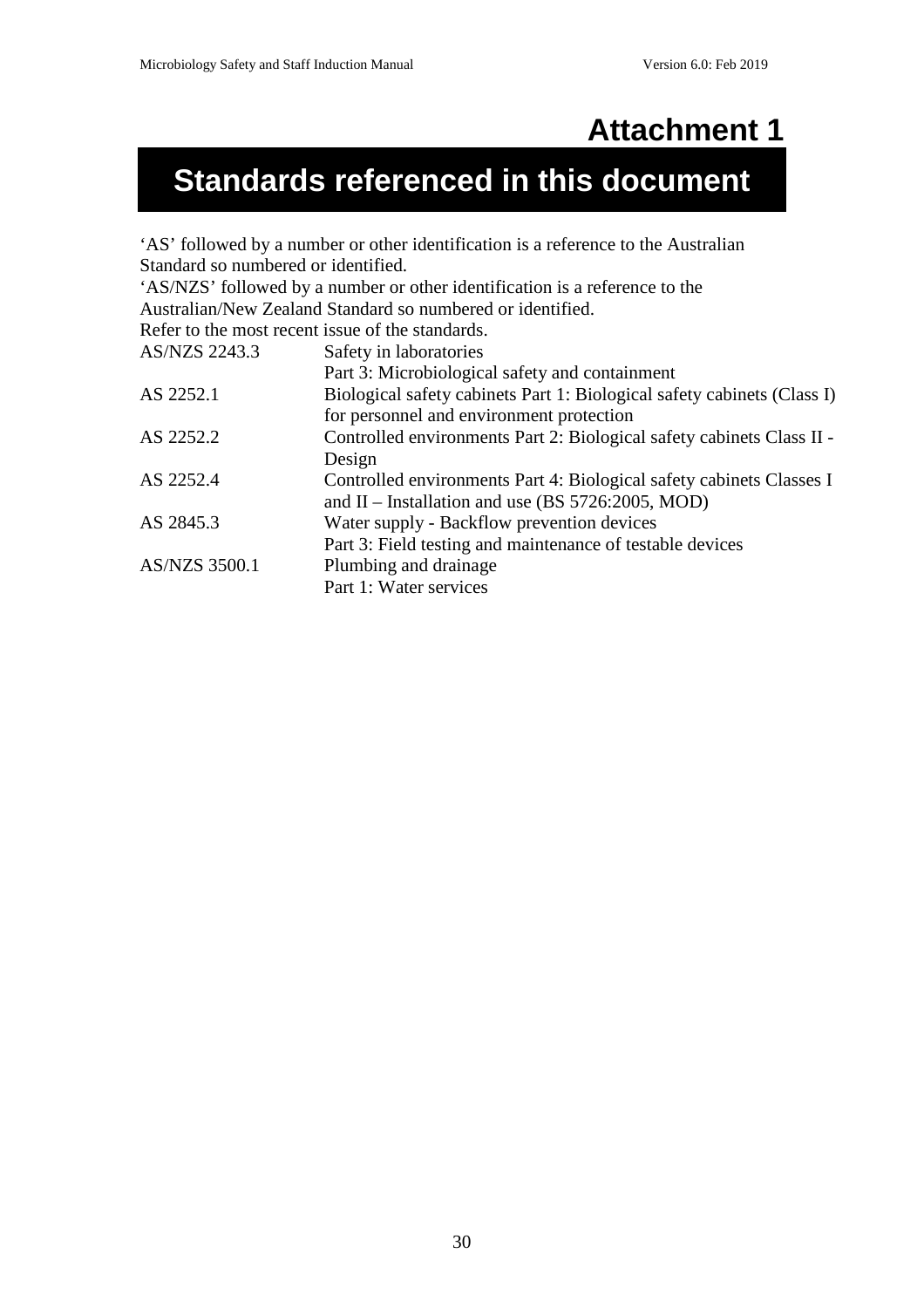# Attachment 1

## Standards referenced in this document

'AS' followed by a number or other identification is a reference to the Australian Standard so numbered or identified.
'AS/NZS' followed by a number or other identification is a reference to the Australian/New Zealand Standard so numbered or identified.
Refer to the most recent issue of the standards.

| | |
|---|---|
| AS/NZS 2243.3 | Safety in laboratories<br>Part 3: Microbiological safety and containment |
| AS 2252.1 | Biological safety cabinets Part 1: Biological safety cabinets (Class I) for personnel and environment protection |
| AS 2252.2 | Controlled environments Part 2: Biological safety cabinets Class II - Design |
| AS 2252.4 | Controlled environments Part 4: Biological safety cabinets Classes I and II – Installation and use (BS 5726:2005, MOD) |
| AS 2845.3 | Water supply - Backflow prevention devices<br>Part 3: Field testing and maintenance of testable devices |
| AS/NZS 3500.1 | Plumbing and drainage<br>Part 1: Water services |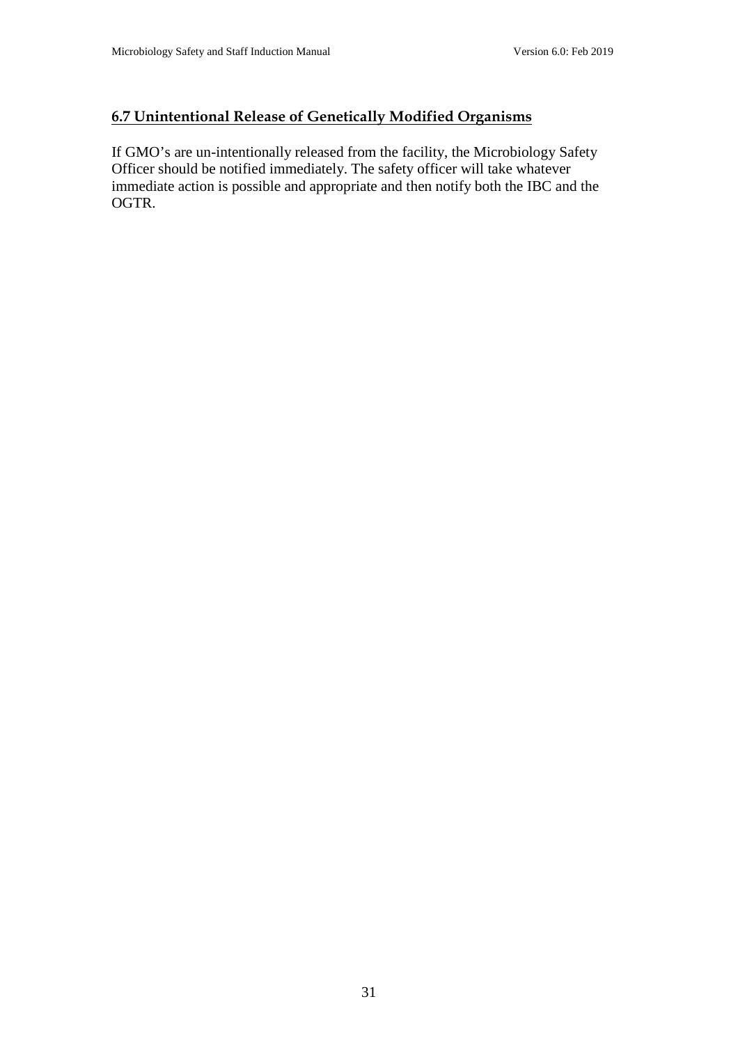## 6.7 Unintentional Release of Genetically Modified Organisms

If GMO's are un-intentionally released from the facility, the Microbiology Safety Officer should be notified immediately. The safety officer will take whatever immediate action is possible and appropriate and then notify both the IBC and the OGTR.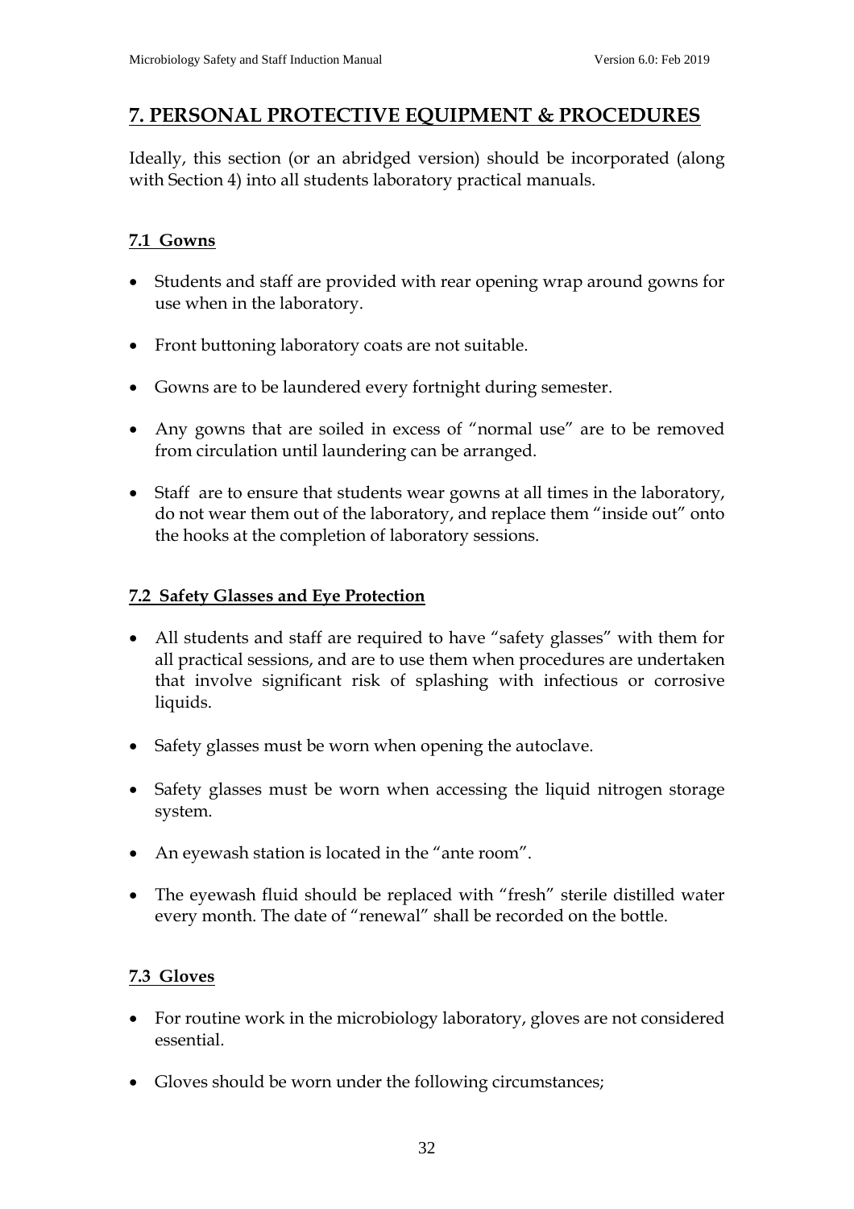# 7. PERSONAL PROTECTIVE EQUIPMENT & PROCEDURES

Ideally, this section (or an abridged version) should be incorporated (along with Section 4) into all students laboratory practical manuals.

## 7.1 Gowns

- Students and staff are provided with rear opening wrap around gowns for use when in the laboratory.
- Front buttoning laboratory coats are not suitable.
- Gowns are to be laundered every fortnight during semester.
- Any gowns that are soiled in excess of "normal use" are to be removed from circulation until laundering can be arranged.
- Staff are to ensure that students wear gowns at all times in the laboratory, do not wear them out of the laboratory, and replace them "inside out" onto the hooks at the completion of laboratory sessions.

## 7.2 Safety Glasses and Eye Protection

- All students and staff are required to have "safety glasses" with them for all practical sessions, and are to use them when procedures are undertaken that involve significant risk of splashing with infectious or corrosive liquids.
- Safety glasses must be worn when opening the autoclave.
- Safety glasses must be worn when accessing the liquid nitrogen storage system.
- An eyewash station is located in the "ante room".
- The eyewash fluid should be replaced with "fresh" sterile distilled water every month. The date of "renewal" shall be recorded on the bottle.

## 7.3 Gloves

- For routine work in the microbiology laboratory, gloves are not considered essential.
- Gloves should be worn under the following circumstances;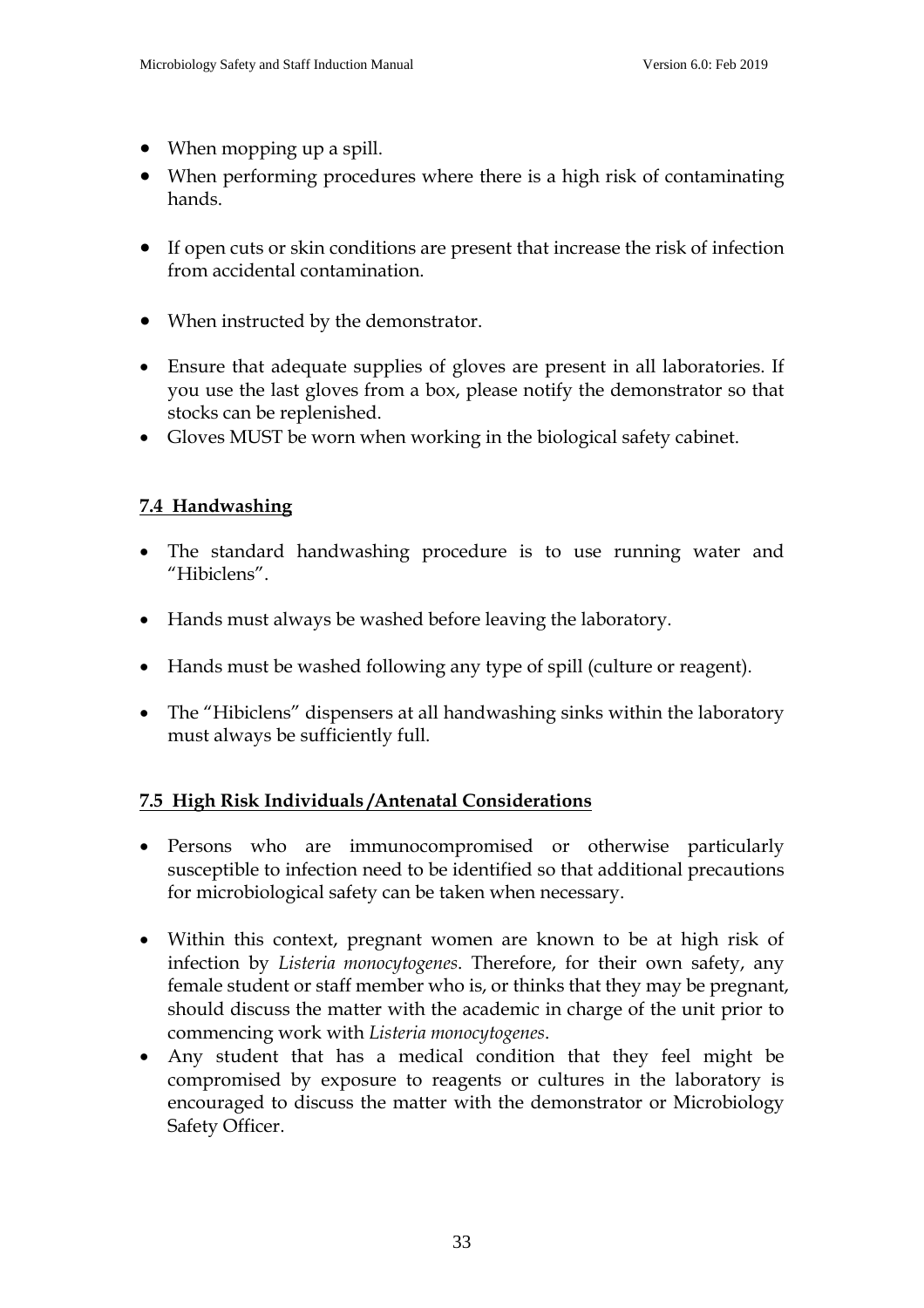- When mopping up a spill.
- When performing procedures where there is a high risk of contaminating hands.
- If open cuts or skin conditions are present that increase the risk of infection from accidental contamination.
- When instructed by the demonstrator.
- Ensure that adequate supplies of gloves are present in all laboratories. If you use the last gloves from a box, please notify the demonstrator so that stocks can be replenished.
- Gloves MUST be worn when working in the biological safety cabinet.

## 7.4 Handwashing

- The standard handwashing procedure is to use running water and "Hibiclens".
- Hands must always be washed before leaving the laboratory.
- Hands must be washed following any type of spill (culture or reagent).
- The "Hibiclens" dispensers at all handwashing sinks within the laboratory must always be sufficiently full.

## 7.5 High Risk Individuals /Antenatal Considerations

- Persons who are immunocompromised or otherwise particularly susceptible to infection need to be identified so that additional precautions for microbiological safety can be taken when necessary.
- Within this context, pregnant women are known to be at high risk of infection by *Listeria monocytogenes*. Therefore, for their own safety, any female student or staff member who is, or thinks that they may be pregnant, should discuss the matter with the academic in charge of the unit prior to commencing work with *Listeria monocytogenes*.
- Any student that has a medical condition that they feel might be compromised by exposure to reagents or cultures in the laboratory is encouraged to discuss the matter with the demonstrator or Microbiology Safety Officer.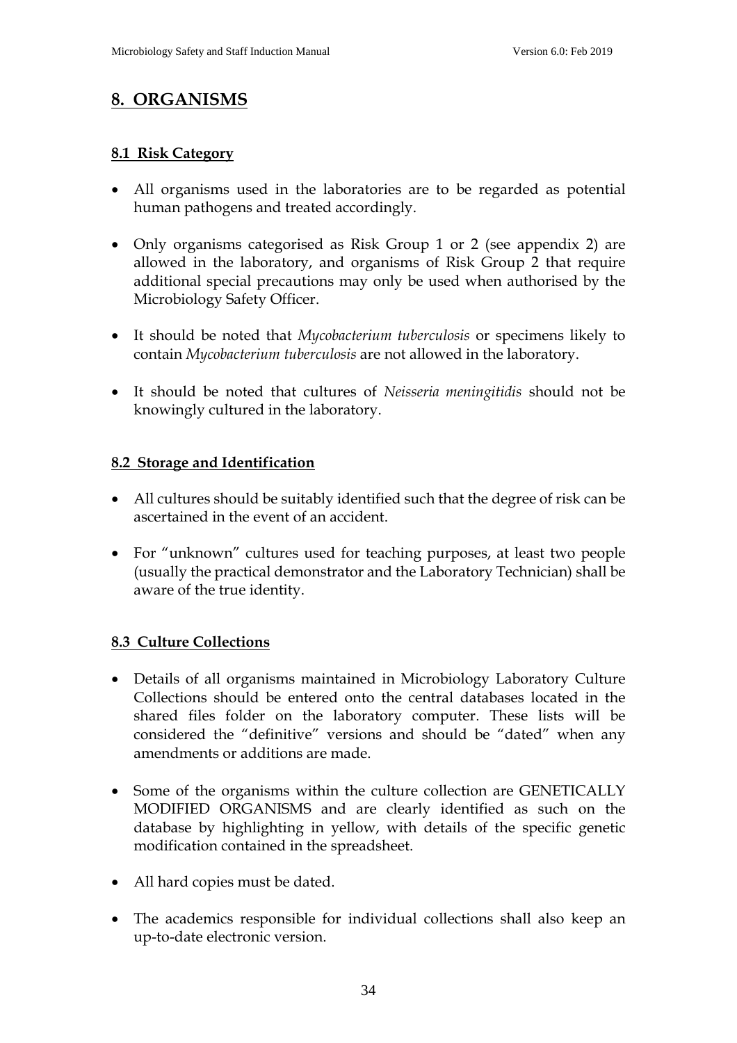# 8. ORGANISMS

## 8.1 Risk Category

- All organisms used in the laboratories are to be regarded as potential human pathogens and treated accordingly.
- Only organisms categorised as Risk Group 1 or 2 (see appendix 2) are allowed in the laboratory, and organisms of Risk Group 2 that require additional special precautions may only be used when authorised by the Microbiology Safety Officer.
- It should be noted that *Mycobacterium tuberculosis* or specimens likely to contain *Mycobacterium tuberculosis* are not allowed in the laboratory.
- It should be noted that cultures of *Neisseria meningitidis* should not be knowingly cultured in the laboratory.

## 8.2 Storage and Identification

- All cultures should be suitably identified such that the degree of risk can be ascertained in the event of an accident.
- For "unknown" cultures used for teaching purposes, at least two people (usually the practical demonstrator and the Laboratory Technician) shall be aware of the true identity.

## 8.3 Culture Collections

- Details of all organisms maintained in Microbiology Laboratory Culture Collections should be entered onto the central databases located in the shared files folder on the laboratory computer. These lists will be considered the "definitive" versions and should be "dated" when any amendments or additions are made.
- Some of the organisms within the culture collection are GENETICALLY MODIFIED ORGANISMS and are clearly identified as such on the database by highlighting in yellow, with details of the specific genetic modification contained in the spreadsheet.
- All hard copies must be dated.
- The academics responsible for individual collections shall also keep an up-to-date electronic version.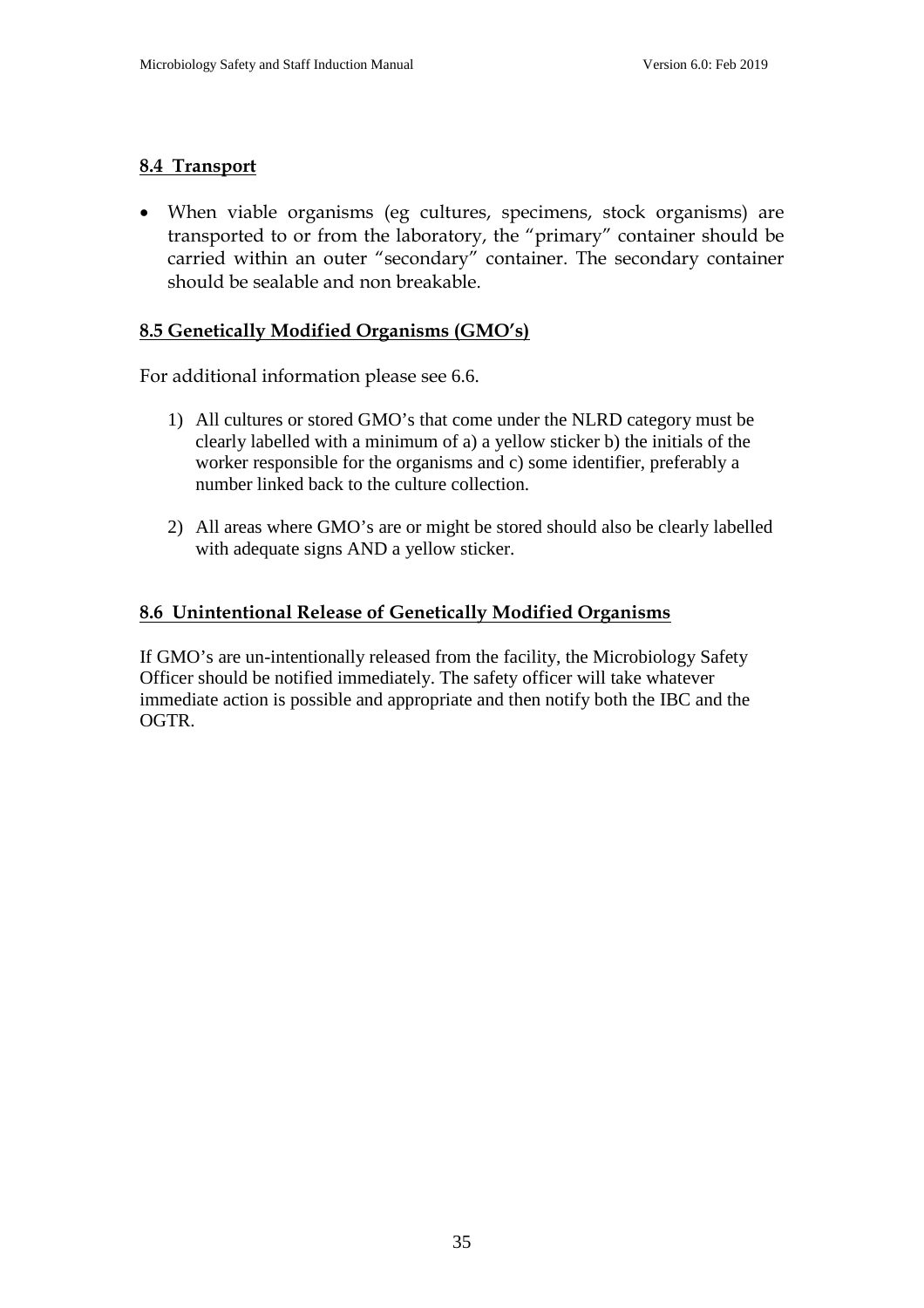## 8.4 Transport

- When viable organisms (eg cultures, specimens, stock organisms) are transported to or from the laboratory, the "primary" container should be carried within an outer "secondary" container. The secondary container should be sealable and non breakable.

## 8.5 Genetically Modified Organisms (GMO's)

For additional information please see 6.6.

1) All cultures or stored GMO's that come under the NLRD category must be clearly labelled with a minimum of a) a yellow sticker b) the initials of the worker responsible for the organisms and c) some identifier, preferably a number linked back to the culture collection.

2) All areas where GMO's are or might be stored should also be clearly labelled with adequate signs AND a yellow sticker.

## 8.6 Unintentional Release of Genetically Modified Organisms

If GMO's are un-intentionally released from the facility, the Microbiology Safety Officer should be notified immediately. The safety officer will take whatever immediate action is possible and appropriate and then notify both the IBC and the OGTR.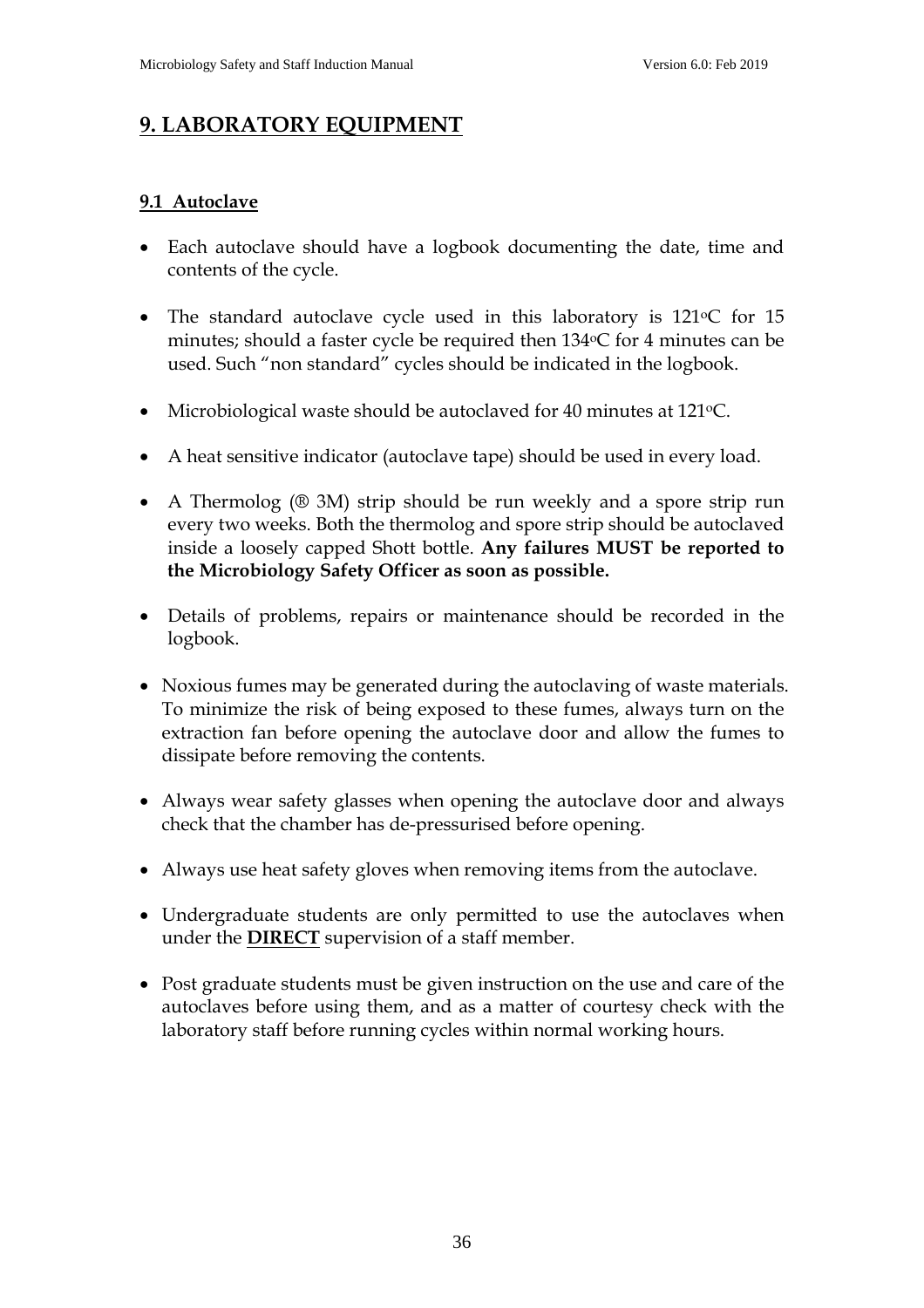# 9. LABORATORY EQUIPMENT

## 9.1 Autoclave

- Each autoclave should have a logbook documenting the date, time and contents of the cycle.
- The standard autoclave cycle used in this laboratory is 121°C for 15 minutes; should a faster cycle be required then 134°C for 4 minutes can be used. Such "non standard" cycles should be indicated in the logbook.
- Microbiological waste should be autoclaved for 40 minutes at 121°C.
- A heat sensitive indicator (autoclave tape) should be used in every load.
- A Thermolog (® 3M) strip should be run weekly and a spore strip run every two weeks. Both the thermolog and spore strip should be autoclaved inside a loosely capped Shott bottle. **Any failures MUST be reported to the Microbiology Safety Officer as soon as possible.**
- Details of problems, repairs or maintenance should be recorded in the logbook.
- Noxious fumes may be generated during the autoclaving of waste materials. To minimize the risk of being exposed to these fumes, always turn on the extraction fan before opening the autoclave door and allow the fumes to dissipate before removing the contents.
- Always wear safety glasses when opening the autoclave door and always check that the chamber has de-pressurised before opening.
- Always use heat safety gloves when removing items from the autoclave.
- Undergraduate students are only permitted to use the autoclaves when under the **DIRECT** supervision of a staff member.
- Post graduate students must be given instruction on the use and care of the autoclaves before using them, and as a matter of courtesy check with the laboratory staff before running cycles within normal working hours.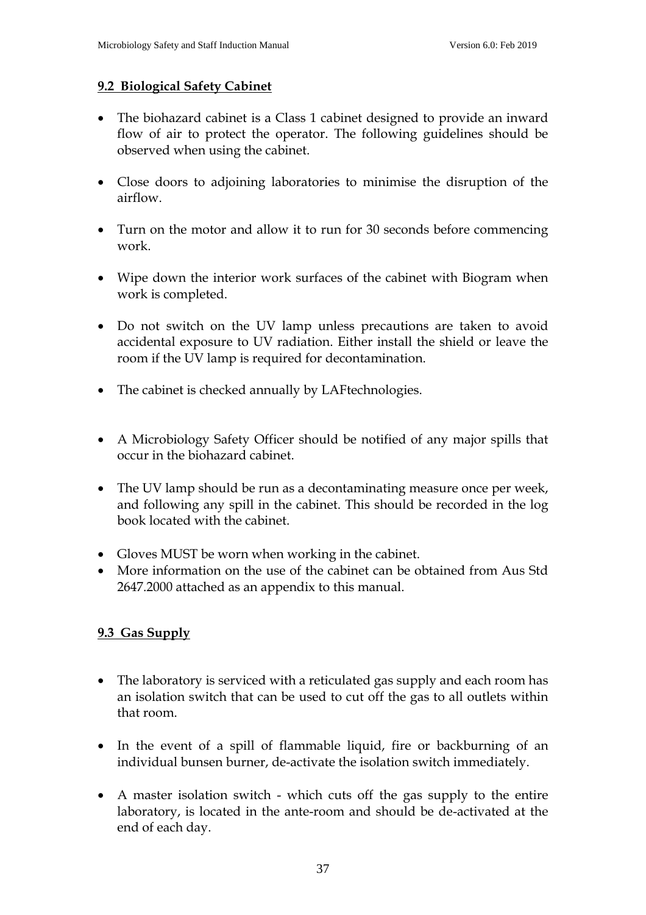## 9.2 Biological Safety Cabinet

- The biohazard cabinet is a Class 1 cabinet designed to provide an inward flow of air to protect the operator. The following guidelines should be observed when using the cabinet.
- Close doors to adjoining laboratories to minimise the disruption of the airflow.
- Turn on the motor and allow it to run for 30 seconds before commencing work.
- Wipe down the interior work surfaces of the cabinet with Biogram when work is completed.
- Do not switch on the UV lamp unless precautions are taken to avoid accidental exposure to UV radiation. Either install the shield or leave the room if the UV lamp is required for decontamination.
- The cabinet is checked annually by LAFtechnologies.
- A Microbiology Safety Officer should be notified of any major spills that occur in the biohazard cabinet.
- The UV lamp should be run as a decontaminating measure once per week, and following any spill in the cabinet. This should be recorded in the log book located with the cabinet.
- Gloves MUST be worn when working in the cabinet.
- More information on the use of the cabinet can be obtained from Aus Std 2647.2000 attached as an appendix to this manual.

## 9.3 Gas Supply

- The laboratory is serviced with a reticulated gas supply and each room has an isolation switch that can be used to cut off the gas to all outlets within that room.
- In the event of a spill of flammable liquid, fire or backburning of an individual bunsen burner, de-activate the isolation switch immediately.
- A master isolation switch - which cuts off the gas supply to the entire laboratory, is located in the ante-room and should be de-activated at the end of each day.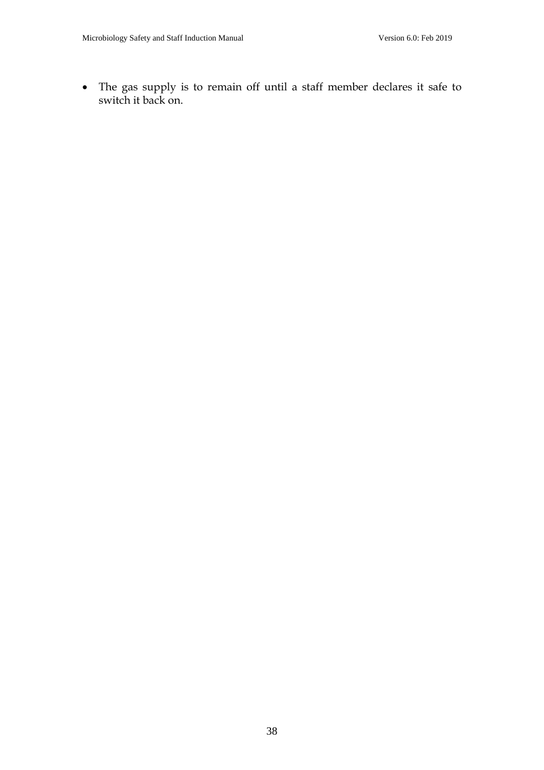- The gas supply is to remain off until a staff member declares it safe to switch it back on.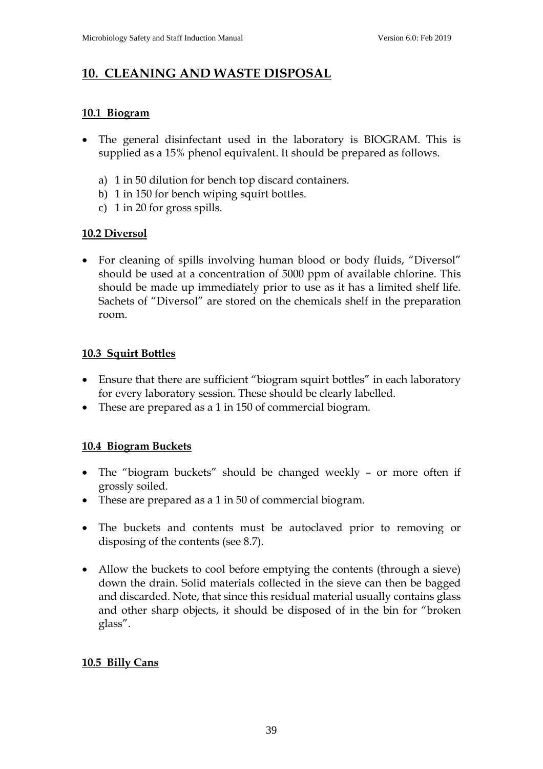# 10. CLEANING AND WASTE DISPOSAL

## 10.1 Biogram

- The general disinfectant used in the laboratory is BIOGRAM. This is supplied as a 15% phenol equivalent. It should be prepared as follows.

  a) 1 in 50 dilution for bench top discard containers.
  b) 1 in 150 for bench wiping squirt bottles.
  c) 1 in 20 for gross spills.

## 10.2 Diversol

- For cleaning of spills involving human blood or body fluids, "Diversol" should be used at a concentration of 5000 ppm of available chlorine. This should be made up immediately prior to use as it has a limited shelf life. Sachets of "Diversol" are stored on the chemicals shelf in the preparation room.

## 10.3 Squirt Bottles

- Ensure that there are sufficient "biogram squirt bottles" in each laboratory for every laboratory session. These should be clearly labelled.
- These are prepared as a 1 in 150 of commercial biogram.

## 10.4 Biogram Buckets

- The "biogram buckets" should be changed weekly – or more often if grossly soiled.
- These are prepared as a 1 in 50 of commercial biogram.
- The buckets and contents must be autoclaved prior to removing or disposing of the contents (see 8.7).
- Allow the buckets to cool before emptying the contents (through a sieve) down the drain. Solid materials collected in the sieve can then be bagged and discarded. Note, that since this residual material usually contains glass and other sharp objects, it should be disposed of in the bin for "broken glass".

## 10.5 Billy Cans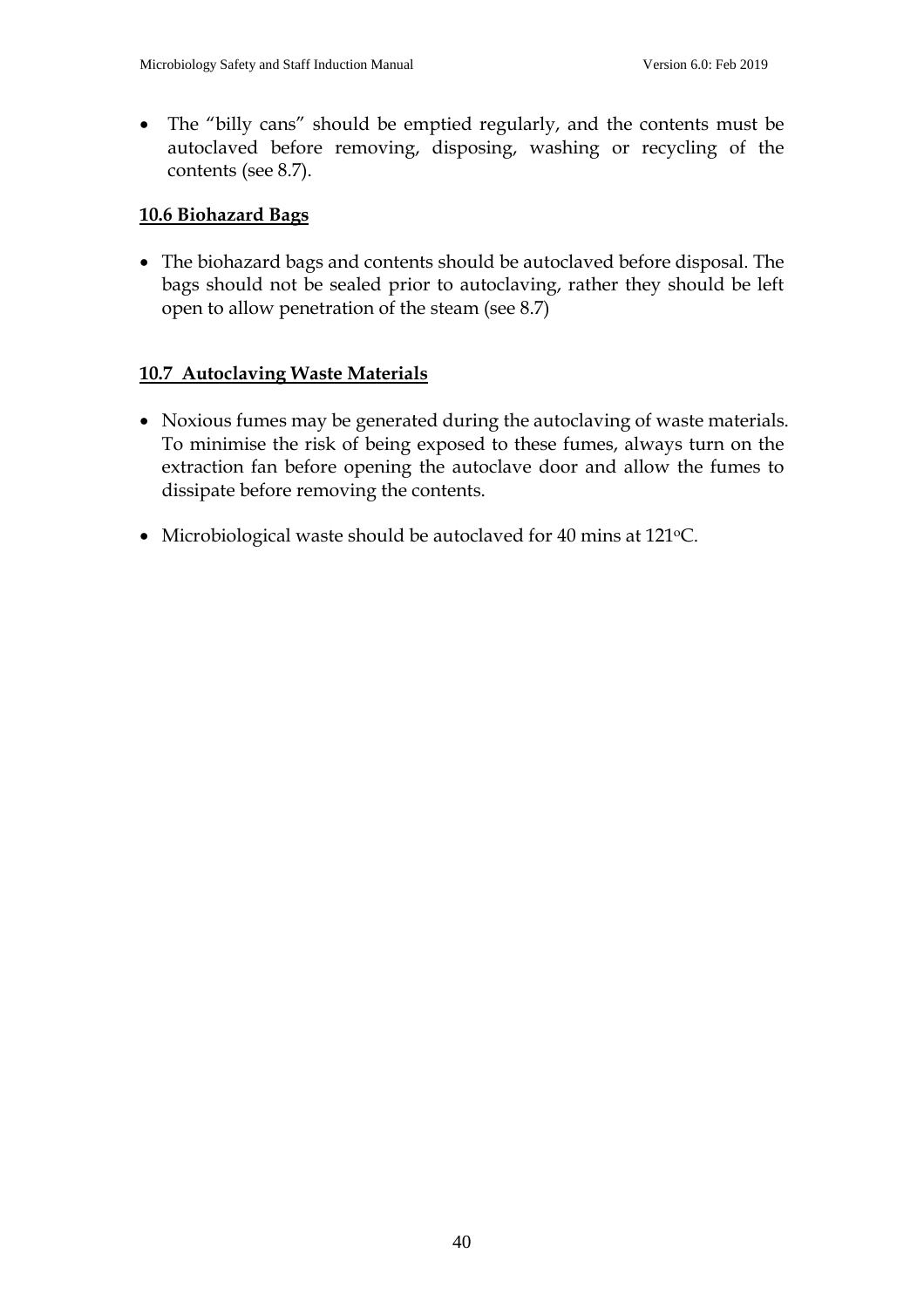- The "billy cans" should be emptied regularly, and the contents must be autoclaved before removing, disposing, washing or recycling of the contents (see 8.7).

## 10.6 Biohazard Bags

- The biohazard bags and contents should be autoclaved before disposal. The bags should not be sealed prior to autoclaving, rather they should be left open to allow penetration of the steam (see 8.7)

## 10.7 Autoclaving Waste Materials

- Noxious fumes may be generated during the autoclaving of waste materials. To minimise the risk of being exposed to these fumes, always turn on the extraction fan before opening the autoclave door and allow the fumes to dissipate before removing the contents.

- Microbiological waste should be autoclaved for 40 mins at 121$^{o}$C.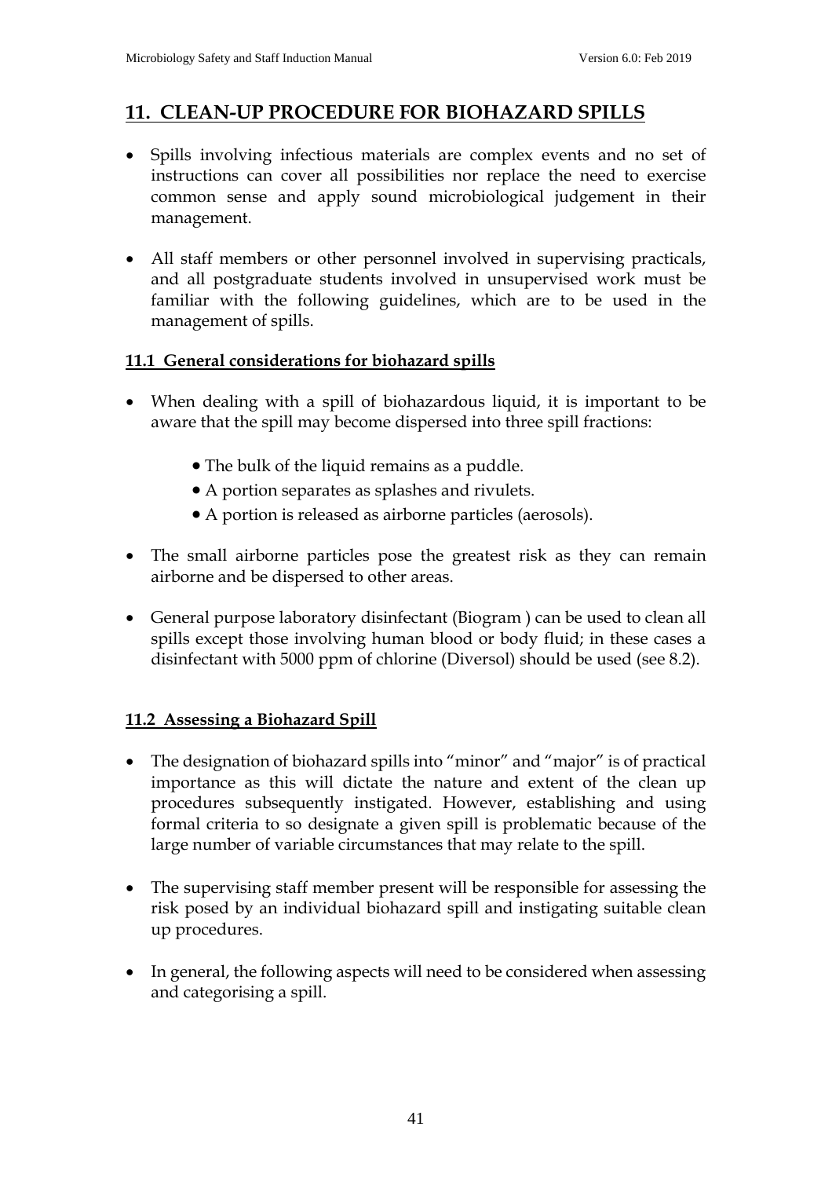## 11. CLEAN-UP PROCEDURE FOR BIOHAZARD SPILLS

- Spills involving infectious materials are complex events and no set of instructions can cover all possibilities nor replace the need to exercise common sense and apply sound microbiological judgement in their management.
- All staff members or other personnel involved in supervising practicals, and all postgraduate students involved in unsupervised work must be familiar with the following guidelines, which are to be used in the management of spills.

### 11.1 General considerations for biohazard spills

- When dealing with a spill of biohazardous liquid, it is important to be aware that the spill may become dispersed into three spill fractions:
  - The bulk of the liquid remains as a puddle.
  - A portion separates as splashes and rivulets.
  - A portion is released as airborne particles (aerosols).
- The small airborne particles pose the greatest risk as they can remain airborne and be dispersed to other areas.
- General purpose laboratory disinfectant (Biogram ) can be used to clean all spills except those involving human blood or body fluid; in these cases a disinfectant with 5000 ppm of chlorine (Diversol) should be used (see 8.2).

### 11.2 Assessing a Biohazard Spill

- The designation of biohazard spills into "minor" and "major" is of practical importance as this will dictate the nature and extent of the clean up procedures subsequently instigated. However, establishing and using formal criteria to so designate a given spill is problematic because of the large number of variable circumstances that may relate to the spill.
- The supervising staff member present will be responsible for assessing the risk posed by an individual biohazard spill and instigating suitable clean up procedures.
- In general, the following aspects will need to be considered when assessing and categorising a spill.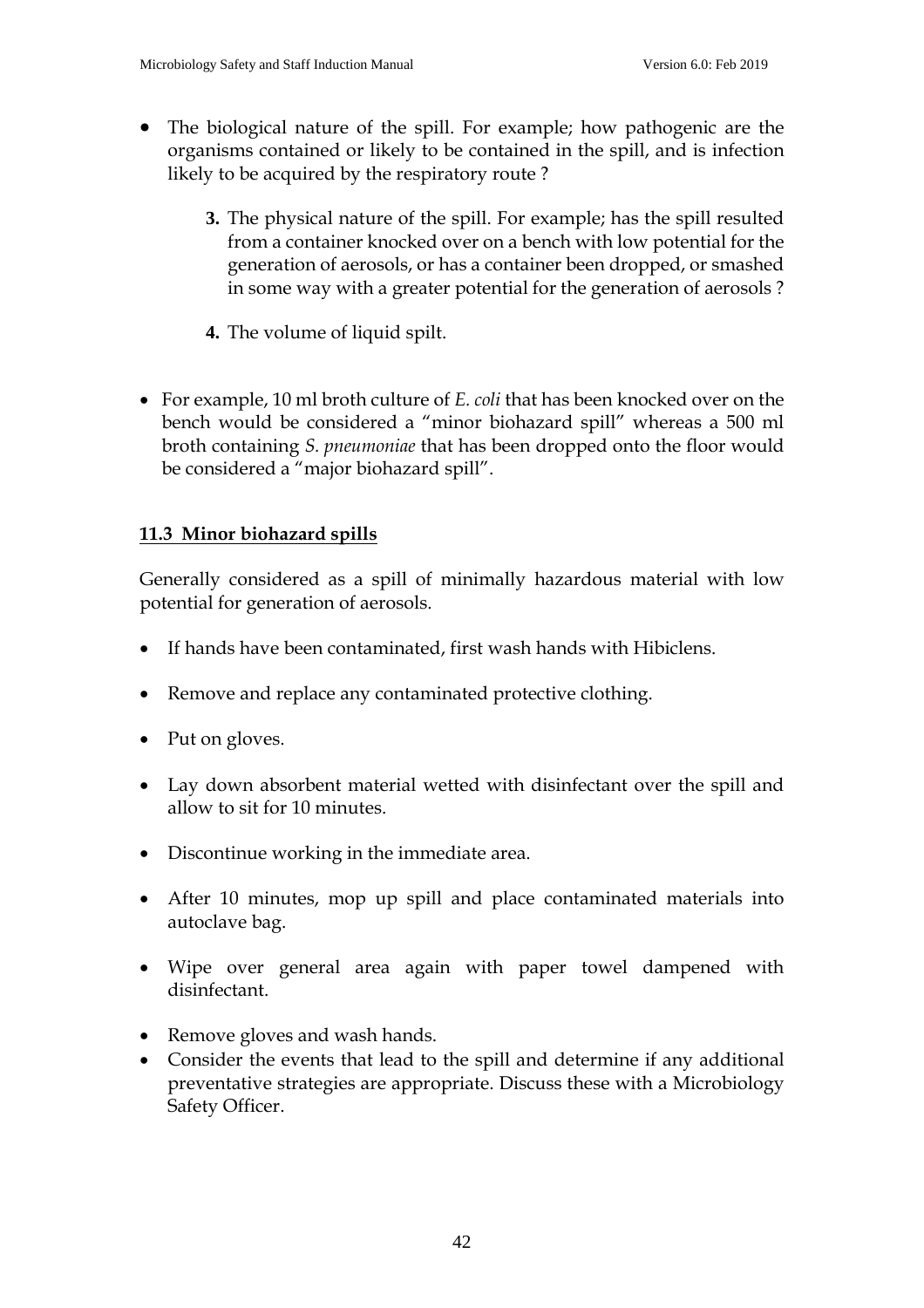- The biological nature of the spill. For example; how pathogenic are the organisms contained or likely to be contained in the spill, and is infection likely to be acquired by the respiratory route ?

  **3.** The physical nature of the spill. For example; has the spill resulted from a container knocked over on a bench with low potential for the generation of aerosols, or has a container been dropped, or smashed in some way with a greater potential for the generation of aerosols ?

  **4.** The volume of liquid spilt.

- For example, 10 ml broth culture of *E. coli* that has been knocked over on the bench would be considered a "minor biohazard spill" whereas a 500 ml broth containing *S. pneumoniae* that has been dropped onto the floor would be considered a "major biohazard spill".

## 11.3 Minor biohazard spills

Generally considered as a spill of minimally hazardous material with low potential for generation of aerosols.

- If hands have been contaminated, first wash hands with Hibiclens.
- Remove and replace any contaminated protective clothing.
- Put on gloves.
- Lay down absorbent material wetted with disinfectant over the spill and allow to sit for 10 minutes.
- Discontinue working in the immediate area.
- After 10 minutes, mop up spill and place contaminated materials into autoclave bag.
- Wipe over general area again with paper towel dampened with disinfectant.
- Remove gloves and wash hands.
- Consider the events that lead to the spill and determine if any additional preventative strategies are appropriate. Discuss these with a Microbiology Safety Officer.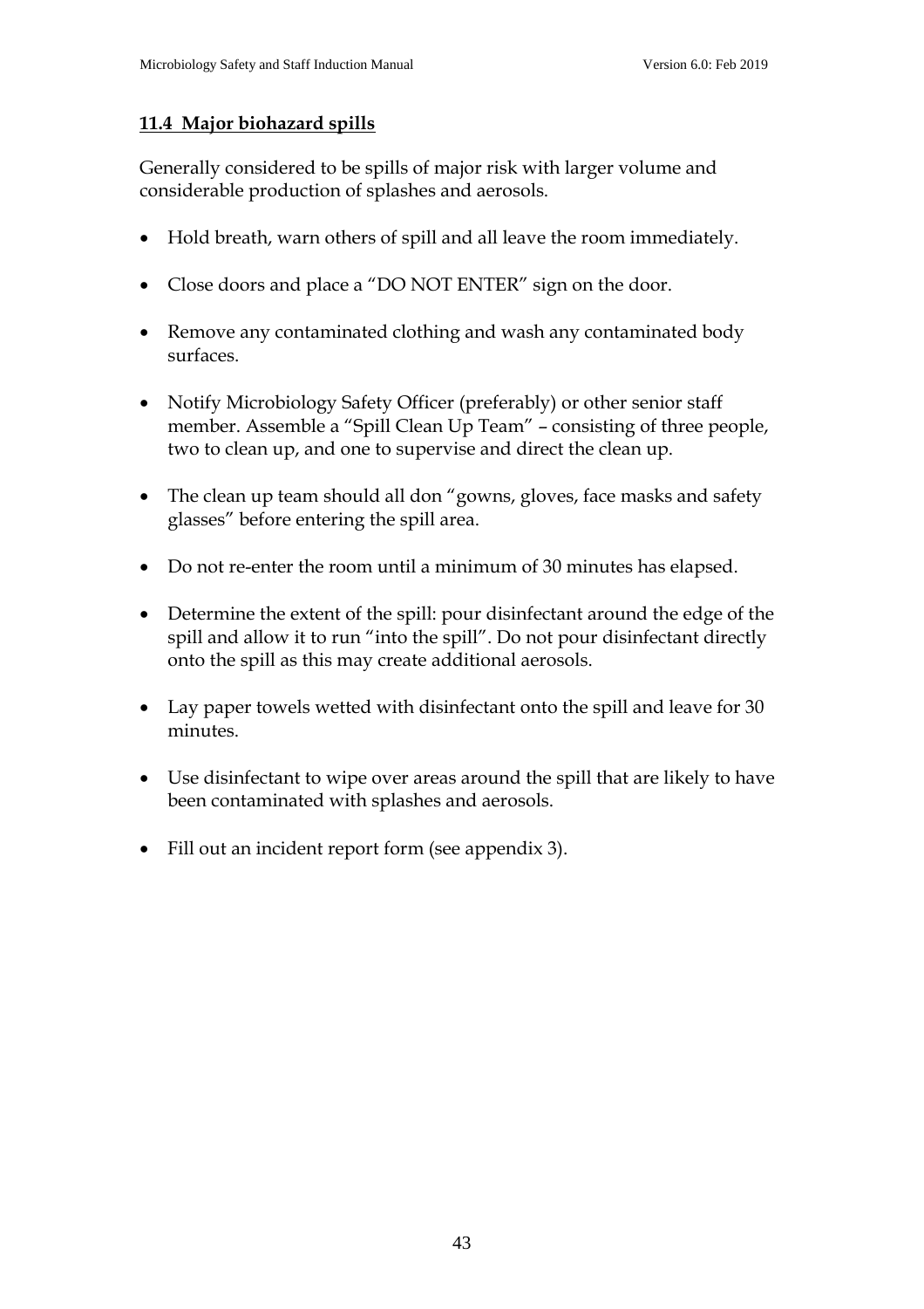## 11.4 Major biohazard spills

Generally considered to be spills of major risk with larger volume and considerable production of splashes and aerosols.

- Hold breath, warn others of spill and all leave the room immediately.
- Close doors and place a "DO NOT ENTER" sign on the door.
- Remove any contaminated clothing and wash any contaminated body surfaces.
- Notify Microbiology Safety Officer (preferably) or other senior staff member. Assemble a "Spill Clean Up Team" – consisting of three people, two to clean up, and one to supervise and direct the clean up.
- The clean up team should all don "gowns, gloves, face masks and safety glasses" before entering the spill area.
- Do not re-enter the room until a minimum of 30 minutes has elapsed.
- Determine the extent of the spill: pour disinfectant around the edge of the spill and allow it to run "into the spill". Do not pour disinfectant directly onto the spill as this may create additional aerosols.
- Lay paper towels wetted with disinfectant onto the spill and leave for 30 minutes.
- Use disinfectant to wipe over areas around the spill that are likely to have been contaminated with splashes and aerosols.
- Fill out an incident report form (see appendix 3).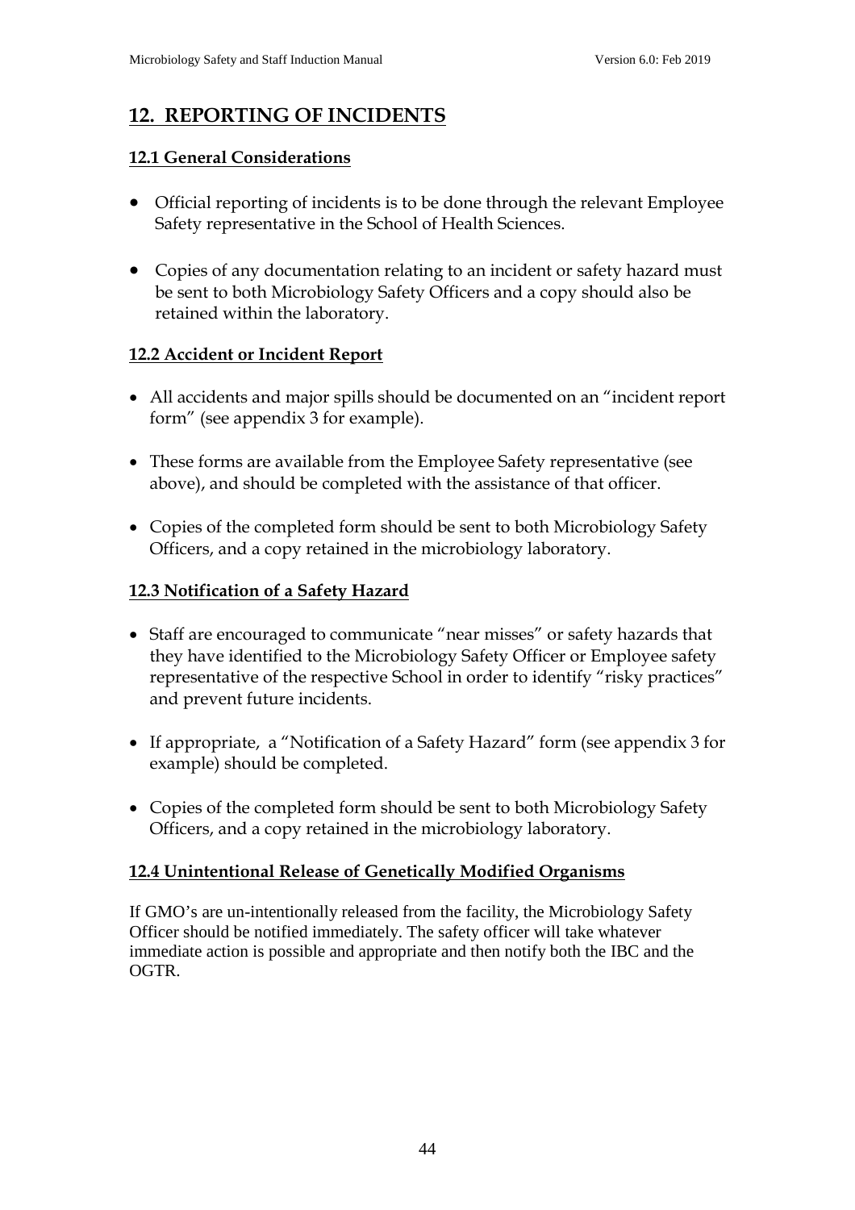# 12. REPORTING OF INCIDENTS

## 12.1 General Considerations

- Official reporting of incidents is to be done through the relevant Employee Safety representative in the School of Health Sciences.
- Copies of any documentation relating to an incident or safety hazard must be sent to both Microbiology Safety Officers and a copy should also be retained within the laboratory.

## 12.2 Accident or Incident Report

- All accidents and major spills should be documented on an "incident report form" (see appendix 3 for example).
- These forms are available from the Employee Safety representative (see above), and should be completed with the assistance of that officer.
- Copies of the completed form should be sent to both Microbiology Safety Officers, and a copy retained in the microbiology laboratory.

## 12.3 Notification of a Safety Hazard

- Staff are encouraged to communicate "near misses" or safety hazards that they have identified to the Microbiology Safety Officer or Employee safety representative of the respective School in order to identify "risky practices" and prevent future incidents.
- If appropriate, a "Notification of a Safety Hazard" form (see appendix 3 for example) should be completed.
- Copies of the completed form should be sent to both Microbiology Safety Officers, and a copy retained in the microbiology laboratory.

## 12.4 Unintentional Release of Genetically Modified Organisms

If GMO's are un-intentionally released from the facility, the Microbiology Safety Officer should be notified immediately. The safety officer will take whatever immediate action is possible and appropriate and then notify both the IBC and the OGTR.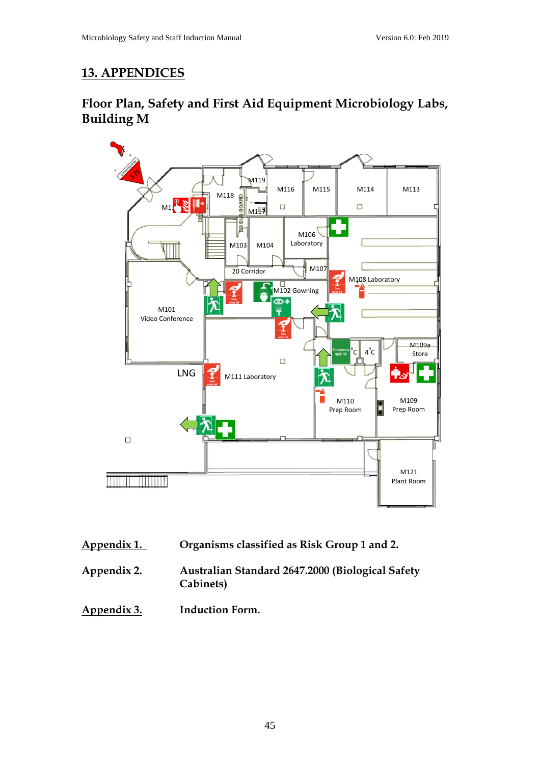# 13. APPENDICES

## Floor Plan, Safety and First Aid Equipment Microbiology Labs, Building M

M119
M118
M116
M115
M114
M113
M117
DB SUB-BOARD
M103
M104
M106
Laboratory
20 Corridor
M107
M108 Laboratory
M102 Gowning
M101
Video Conference
LNG
M111 Laboratory
Emergency Spill Kit
°C
4°C
M109a
Store
M110
Prep Room
M109
Prep Room
M121
Plant Room

**Appendix 1.** **Organisms classified as Risk Group 1 and 2.**

**Appendix 2.** **Australian Standard 2647.2000 (Biological Safety Cabinets)**

**Appendix 3.** **Induction Form.**